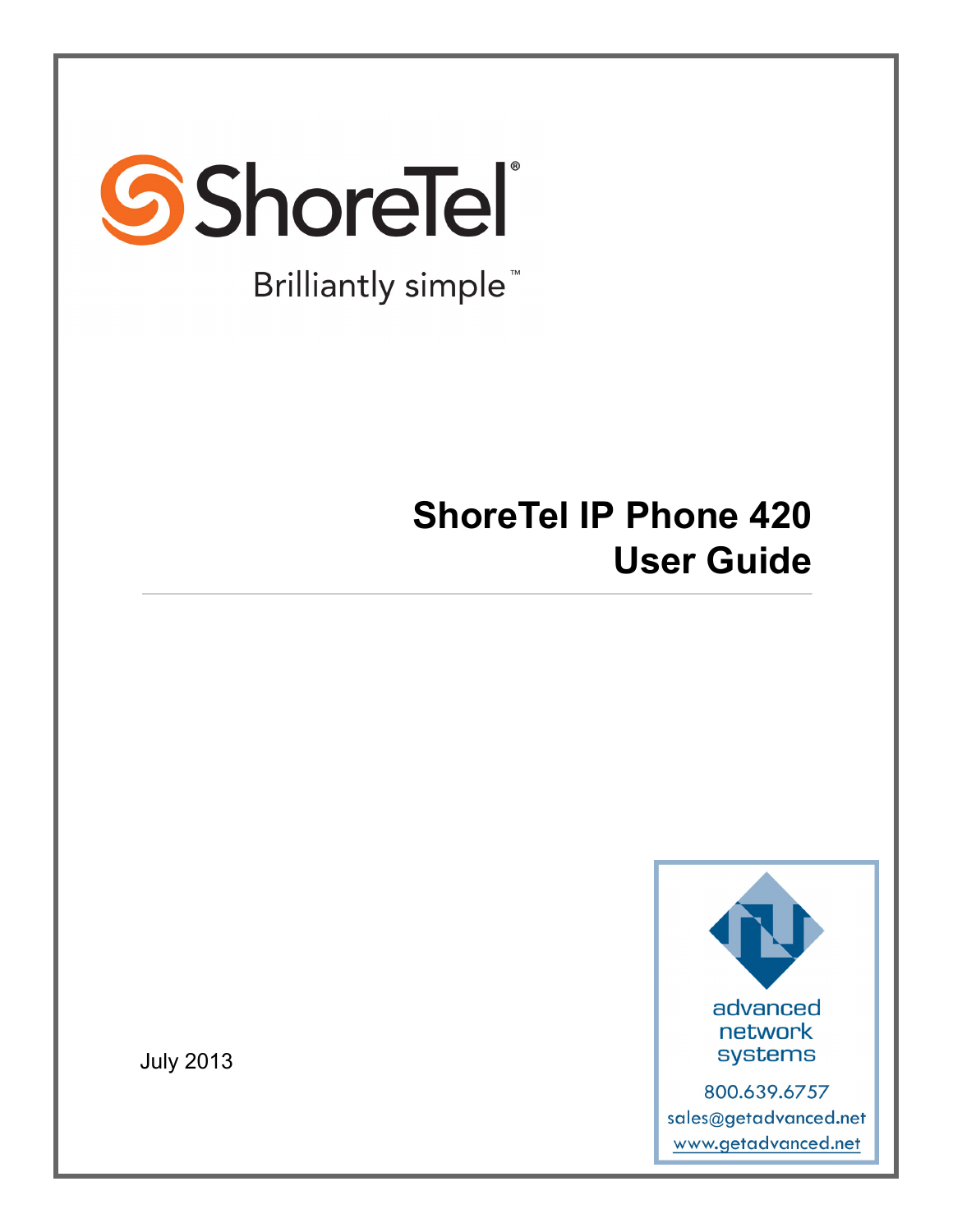ShoreTel®

Brilliantly simple™

# ShoreTel IP Phone 420 User Guide

July 2013

advanced network systems

800.639.6757

sales@getadvanced.net

www.getadvanced.net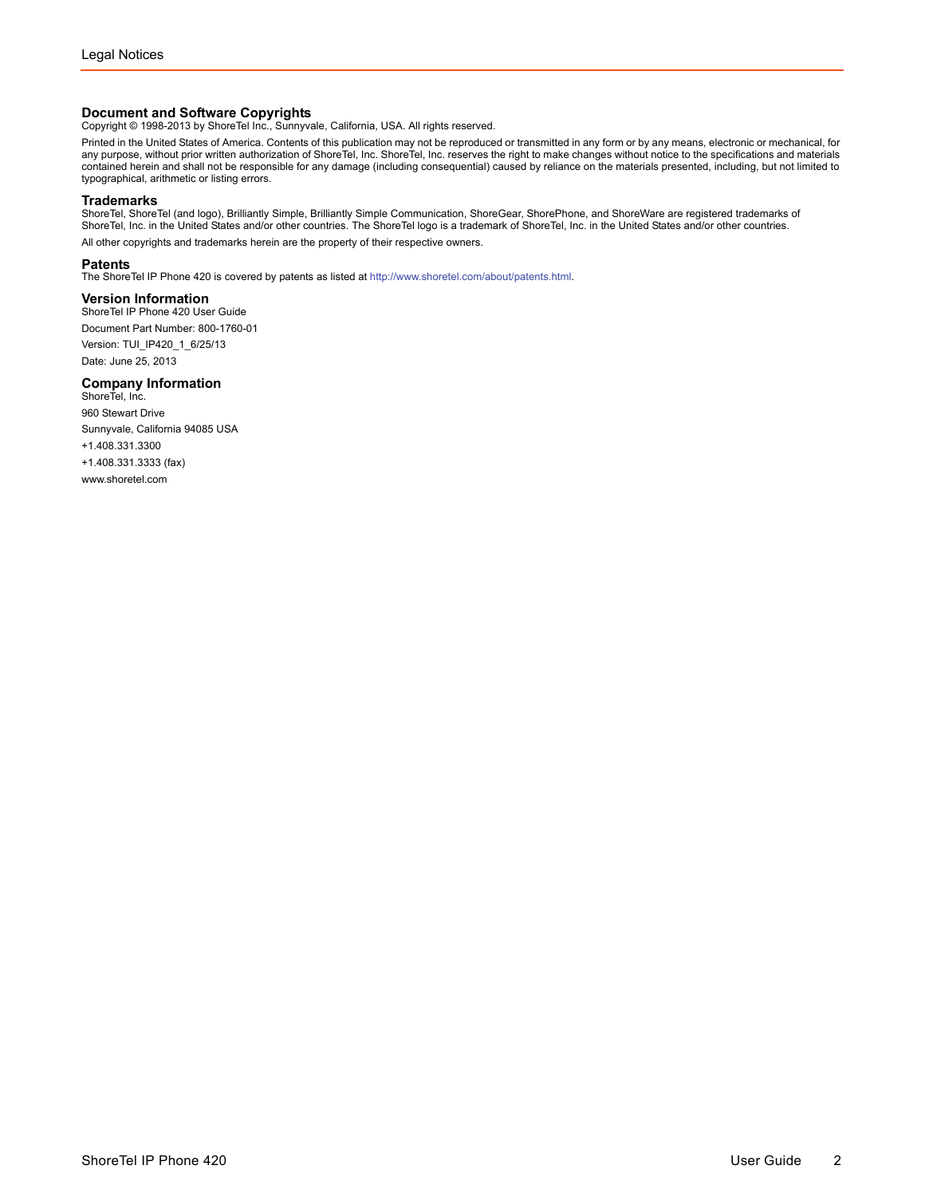# Legal Notices

## Document and Software Copyrights

Copyright © 1998-2013 by ShoreTel Inc., Sunnyvale, California, USA. All rights reserved.

Printed in the United States of America. Contents of this publication may not be reproduced or transmitted in any form or by any means, electronic or mechanical, for any purpose, without prior written authorization of ShoreTel, Inc. ShoreTel, Inc. reserves the right to make changes without notice to the specifications and materials contained herein and shall not be responsible for any damage (including consequential) caused by reliance on the materials presented, including, but not limited to typographical, arithmetic or listing errors.

## Trademarks

ShoreTel, ShoreTel (and logo), Brilliantly Simple, Brilliantly Simple Communication, ShoreGear, ShorePhone, and ShoreWare are registered trademarks of ShoreTel, Inc. in the United States and/or other countries. The ShoreTel logo is a trademark of ShoreTel, Inc. in the United States and/or other countries.

All other copyrights and trademarks herein are the property of their respective owners.

## Patents

The ShoreTel IP Phone 420 is covered by patents as listed at http://www.shoretel.com/about/patents.html.

## Version Information

ShoreTel IP Phone 420 User Guide

Document Part Number: 800-1760-01

Version: TUI_IP420_1_6/25/13

Date: June 25, 2013

## Company Information

ShoreTel, Inc.

960 Stewart Drive

Sunnyvale, California 94085 USA

+1.408.331.3300

+1.408.331.3333 (fax)

www.shoretel.com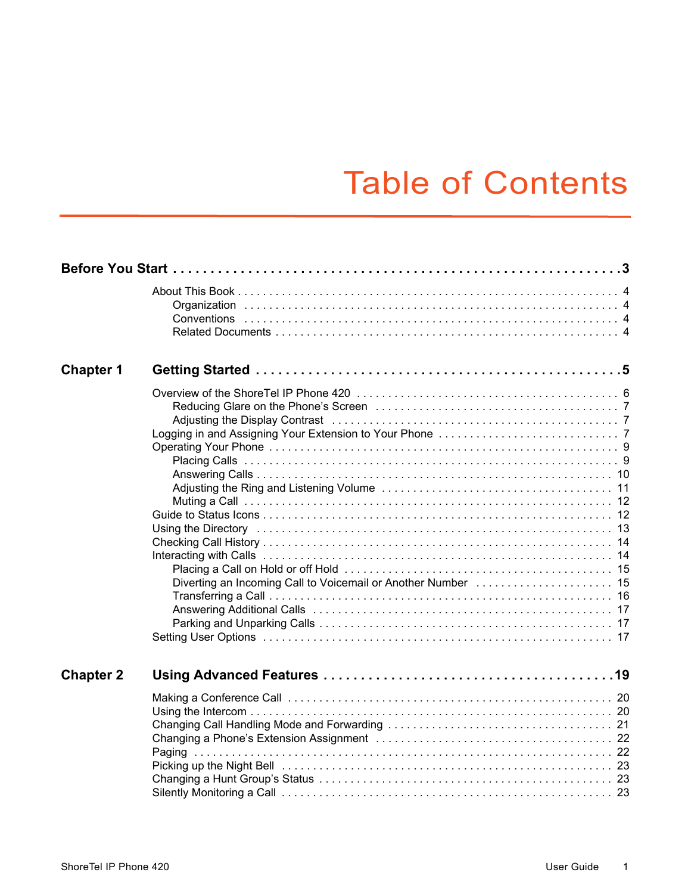# Table of Contents

**Before You Start . . . . . . . . . . . . . . . . . . . . . . . . . . . . . . . . . . . . . . . . . . . . . . . . . . . . . . . . . . . 3**

About This Book . . . . . . . . . . . . . . . . . . . . . . . . . . . . . . . . . . . . . . . . . . . . . . . . . . . . . . . . . . . 4
- Organization . . . . . . . . . . . . . . . . . . . . . . . . . . . . . . . . . . . . . . . . . . . . . . . . . . . . . . . . . . . 4
- Conventions . . . . . . . . . . . . . . . . . . . . . . . . . . . . . . . . . . . . . . . . . . . . . . . . . . . . . . . . . . . 4
- Related Documents . . . . . . . . . . . . . . . . . . . . . . . . . . . . . . . . . . . . . . . . . . . . . . . . . . . . . . 4

**Chapter 1 Getting Started . . . . . . . . . . . . . . . . . . . . . . . . . . . . . . . . . . . . . . . . . . . . . . . . . . 5**

Overview of the ShoreTel IP Phone 420 . . . . . . . . . . . . . . . . . . . . . . . . . . . . . . . . . . . . . . . . . 6
- Reducing Glare on the Phone's Screen . . . . . . . . . . . . . . . . . . . . . . . . . . . . . . . . . . . . . . 7
- Adjusting the Display Contrast . . . . . . . . . . . . . . . . . . . . . . . . . . . . . . . . . . . . . . . . . . . . 7

Logging in and Assigning Your Extension to Your Phone . . . . . . . . . . . . . . . . . . . . . . . . . . . . 7

Operating Your Phone . . . . . . . . . . . . . . . . . . . . . . . . . . . . . . . . . . . . . . . . . . . . . . . . . . . . . . 9
- Placing Calls . . . . . . . . . . . . . . . . . . . . . . . . . . . . . . . . . . . . . . . . . . . . . . . . . . . . . . . . . . . . 9
- Answering Calls . . . . . . . . . . . . . . . . . . . . . . . . . . . . . . . . . . . . . . . . . . . . . . . . . . . . . . . . . 10
- Adjusting the Ring and Listening Volume . . . . . . . . . . . . . . . . . . . . . . . . . . . . . . . . . . . . . 11
- Muting a Call . . . . . . . . . . . . . . . . . . . . . . . . . . . . . . . . . . . . . . . . . . . . . . . . . . . . . . . . . . . 12

Guide to Status Icons . . . . . . . . . . . . . . . . . . . . . . . . . . . . . . . . . . . . . . . . . . . . . . . . . . . . . . 12

Using the Directory . . . . . . . . . . . . . . . . . . . . . . . . . . . . . . . . . . . . . . . . . . . . . . . . . . . . . . . . 13

Checking Call History . . . . . . . . . . . . . . . . . . . . . . . . . . . . . . . . . . . . . . . . . . . . . . . . . . . . . . 14

Interacting with Calls . . . . . . . . . . . . . . . . . . . . . . . . . . . . . . . . . . . . . . . . . . . . . . . . . . . . . . . 14
- Placing a Call on Hold or off Hold . . . . . . . . . . . . . . . . . . . . . . . . . . . . . . . . . . . . . . . . . . . 15
- Diverting an Incoming Call to Voicemail or Another Number . . . . . . . . . . . . . . . . . . . . . . 15
- Transferring a Call . . . . . . . . . . . . . . . . . . . . . . . . . . . . . . . . . . . . . . . . . . . . . . . . . . . . . . . 16
- Answering Additional Calls . . . . . . . . . . . . . . . . . . . . . . . . . . . . . . . . . . . . . . . . . . . . . . . . 17
- Parking and Unparking Calls . . . . . . . . . . . . . . . . . . . . . . . . . . . . . . . . . . . . . . . . . . . . . . . 17

Setting User Options . . . . . . . . . . . . . . . . . . . . . . . . . . . . . . . . . . . . . . . . . . . . . . . . . . . . . . . 17

**Chapter 2 Using Advanced Features . . . . . . . . . . . . . . . . . . . . . . . . . . . . . . . . . . . . . . . . . . 19**

Making a Conference Call . . . . . . . . . . . . . . . . . . . . . . . . . . . . . . . . . . . . . . . . . . . . . . . . . . . 20

Using the Intercom . . . . . . . . . . . . . . . . . . . . . . . . . . . . . . . . . . . . . . . . . . . . . . . . . . . . . . . . . 20

Changing Call Handling Mode and Forwarding . . . . . . . . . . . . . . . . . . . . . . . . . . . . . . . . . . . 21

Changing a Phone's Extension Assignment . . . . . . . . . . . . . . . . . . . . . . . . . . . . . . . . . . . . . 22

Paging . . . . . . . . . . . . . . . . . . . . . . . . . . . . . . . . . . . . . . . . . . . . . . . . . . . . . . . . . . . . . . . . . . 22

Picking up the Night Bell . . . . . . . . . . . . . . . . . . . . . . . . . . . . . . . . . . . . . . . . . . . . . . . . . . . . 23

Changing a Hunt Group's Status . . . . . . . . . . . . . . . . . . . . . . . . . . . . . . . . . . . . . . . . . . . . . . 23

Silently Monitoring a Call . . . . . . . . . . . . . . . . . . . . . . . . . . . . . . . . . . . . . . . . . . . . . . . . . . . . 23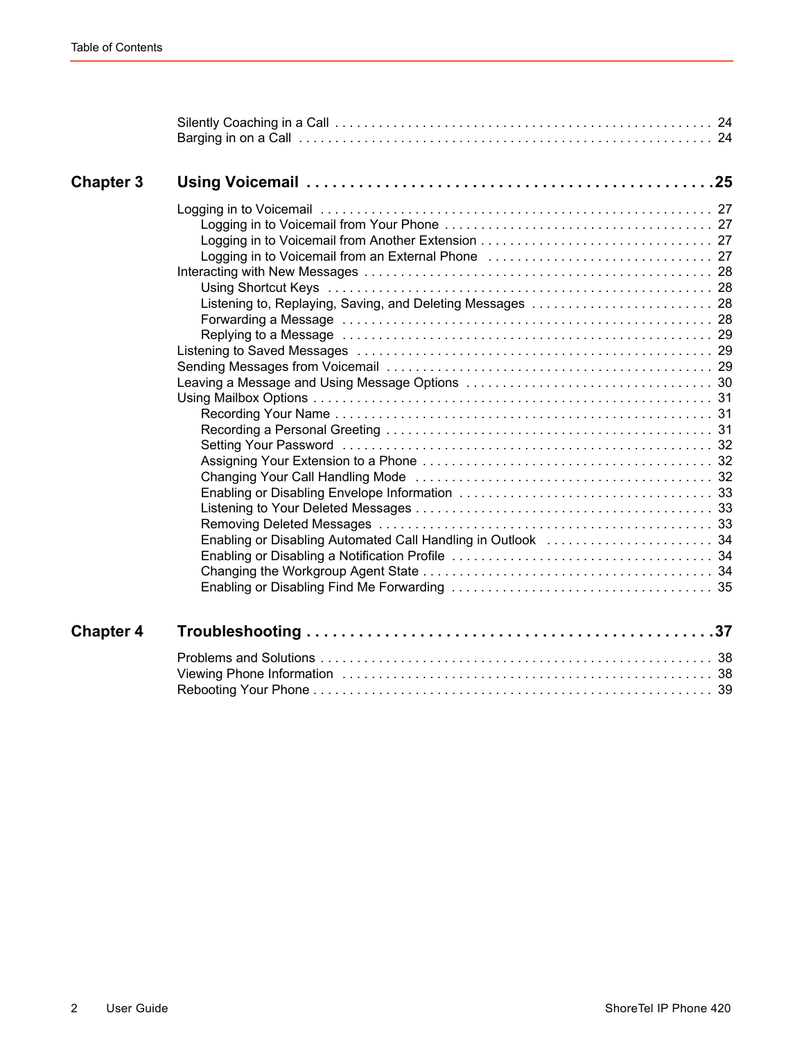Silently Coaching in a Call . . . . . . . . . . . . . . . . . . . . . . . . . . . . . . . . . . . . . . . . . . . . . . . . . . . 24
Barging in on a Call . . . . . . . . . . . . . . . . . . . . . . . . . . . . . . . . . . . . . . . . . . . . . . . . . . . . . . . . 24

## Chapter 3 Using Voicemail . . . . . . . . . . . . . . . . . . . . . . . . . . . . . . . . . . . . . . . . . . . . . 25

- Logging in to Voicemail . . . . . . . . . . . . . . . . . . . . . . . . . . . . . . . . . . . . . . . . . . . . . . . . . . . . 27
  - Logging in to Voicemail from Your Phone . . . . . . . . . . . . . . . . . . . . . . . . . . . . . . . . . . . . 27
  - Logging in to Voicemail from Another Extension . . . . . . . . . . . . . . . . . . . . . . . . . . . . . . . 27
  - Logging in to Voicemail from an External Phone . . . . . . . . . . . . . . . . . . . . . . . . . . . . . . . 27
- Interacting with New Messages . . . . . . . . . . . . . . . . . . . . . . . . . . . . . . . . . . . . . . . . . . . . . . 28
  - Using Shortcut Keys . . . . . . . . . . . . . . . . . . . . . . . . . . . . . . . . . . . . . . . . . . . . . . . . . . . 28
  - Listening to, Replaying, Saving, and Deleting Messages . . . . . . . . . . . . . . . . . . . . . . . . . 28
  - Forwarding a Message . . . . . . . . . . . . . . . . . . . . . . . . . . . . . . . . . . . . . . . . . . . . . . . . . 28
  - Replying to a Message . . . . . . . . . . . . . . . . . . . . . . . . . . . . . . . . . . . . . . . . . . . . . . . . . 29
- Listening to Saved Messages . . . . . . . . . . . . . . . . . . . . . . . . . . . . . . . . . . . . . . . . . . . . . . . 29
- Sending Messages from Voicemail . . . . . . . . . . . . . . . . . . . . . . . . . . . . . . . . . . . . . . . . . . . 29
- Leaving a Message and Using Message Options . . . . . . . . . . . . . . . . . . . . . . . . . . . . . . . . 30
- Using Mailbox Options . . . . . . . . . . . . . . . . . . . . . . . . . . . . . . . . . . . . . . . . . . . . . . . . . . . . 31
  - Recording Your Name . . . . . . . . . . . . . . . . . . . . . . . . . . . . . . . . . . . . . . . . . . . . . . . . . . 31
  - Recording a Personal Greeting . . . . . . . . . . . . . . . . . . . . . . . . . . . . . . . . . . . . . . . . . . . . 31
  - Setting Your Password . . . . . . . . . . . . . . . . . . . . . . . . . . . . . . . . . . . . . . . . . . . . . . . . . 32
  - Assigning Your Extension to a Phone . . . . . . . . . . . . . . . . . . . . . . . . . . . . . . . . . . . . . . . 32
  - Changing Your Call Handling Mode . . . . . . . . . . . . . . . . . . . . . . . . . . . . . . . . . . . . . . . . 32
  - Enabling or Disabling Envelope Information . . . . . . . . . . . . . . . . . . . . . . . . . . . . . . . . . . 33
  - Listening to Your Deleted Messages . . . . . . . . . . . . . . . . . . . . . . . . . . . . . . . . . . . . . . . . 33
  - Removing Deleted Messages . . . . . . . . . . . . . . . . . . . . . . . . . . . . . . . . . . . . . . . . . . . . . 33
  - Enabling or Disabling Automated Call Handling in Outlook . . . . . . . . . . . . . . . . . . . . . . . 34
  - Enabling or Disabling a Notification Profile . . . . . . . . . . . . . . . . . . . . . . . . . . . . . . . . . . . 34
  - Changing the Workgroup Agent State . . . . . . . . . . . . . . . . . . . . . . . . . . . . . . . . . . . . . . . 34
  - Enabling or Disabling Find Me Forwarding . . . . . . . . . . . . . . . . . . . . . . . . . . . . . . . . . . . 35

## Chapter 4 Troubleshooting . . . . . . . . . . . . . . . . . . . . . . . . . . . . . . . . . . . . . . . . . . . . . . 37

- Problems and Solutions . . . . . . . . . . . . . . . . . . . . . . . . . . . . . . . . . . . . . . . . . . . . . . . . . . . 38
- Viewing Phone Information . . . . . . . . . . . . . . . . . . . . . . . . . . . . . . . . . . . . . . . . . . . . . . . . . 38
- Rebooting Your Phone . . . . . . . . . . . . . . . . . . . . . . . . . . . . . . . . . . . . . . . . . . . . . . . . . . . . 39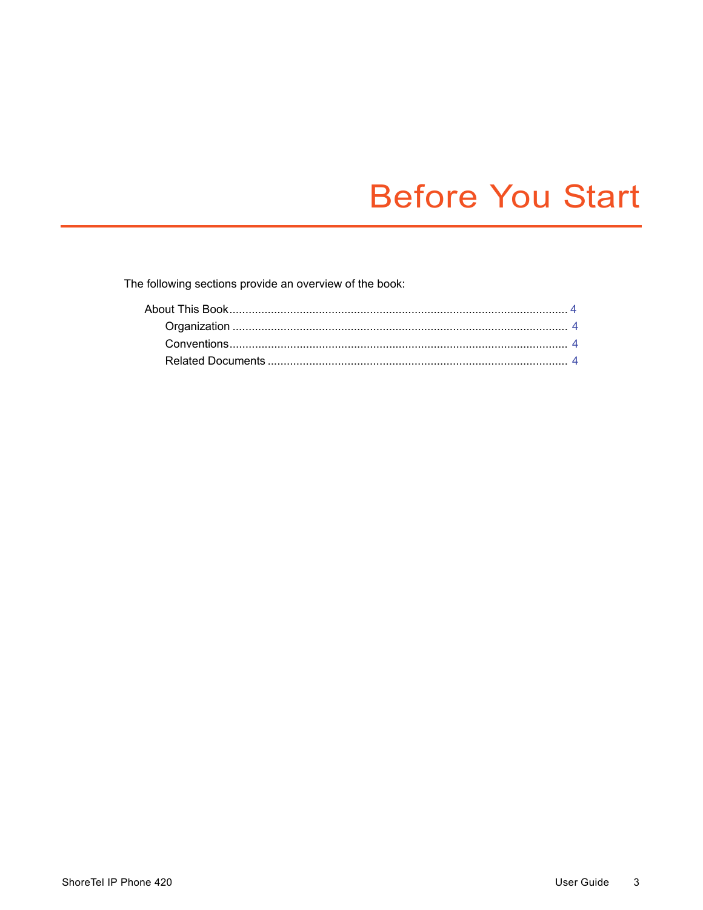# Before You Start

The following sections provide an overview of the book:

- About This Book ........................................................................................................ 4
  - Organization ........................................................................................................ 4
  - Conventions ......................................................................................................... 4
  - Related Documents ............................................................................................. 4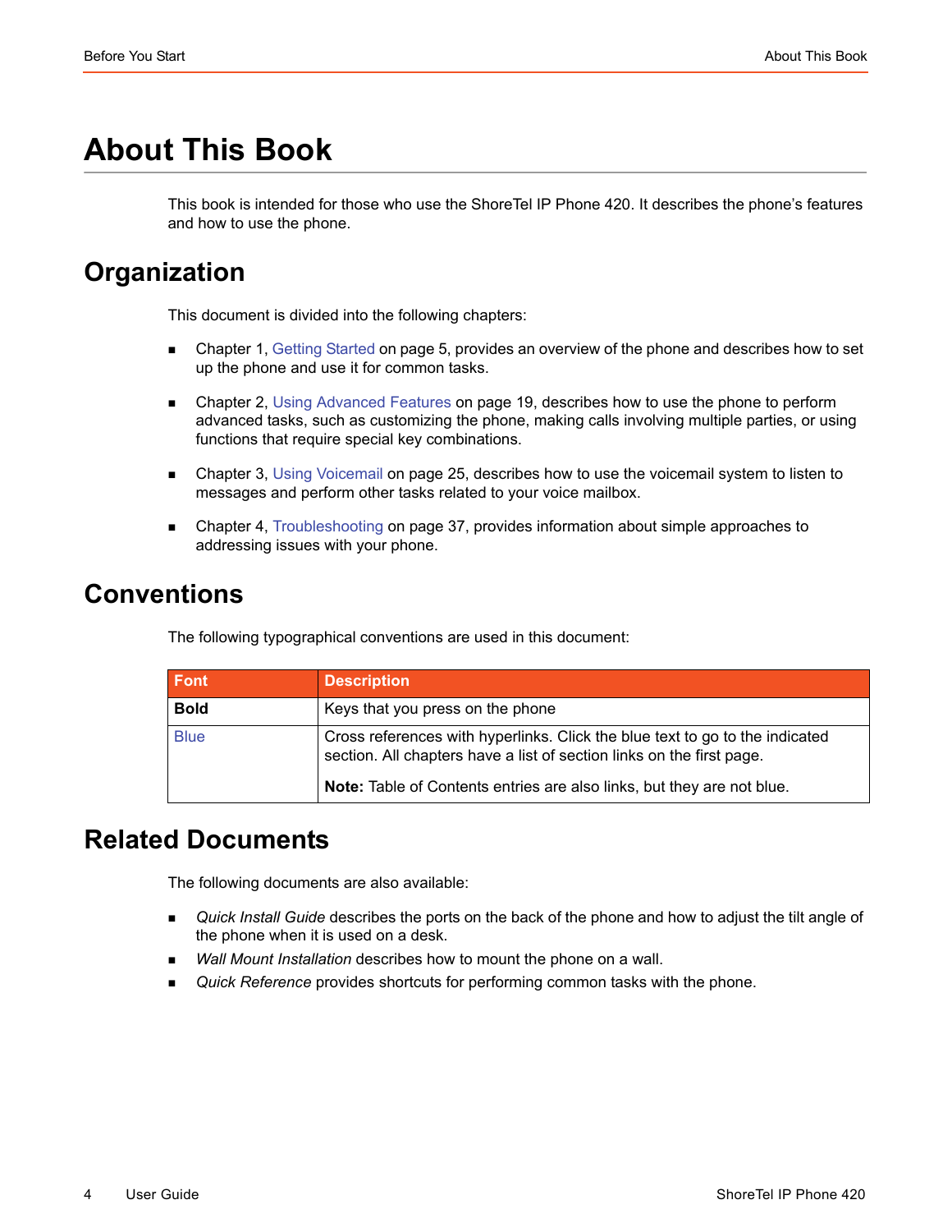# About This Book

This book is intended for those who use the ShoreTel IP Phone 420. It describes the phone's features and how to use the phone.

## Organization

This document is divided into the following chapters:

- Chapter 1, Getting Started on page 5, provides an overview of the phone and describes how to set up the phone and use it for common tasks.
- Chapter 2, Using Advanced Features on page 19, describes how to use the phone to perform advanced tasks, such as customizing the phone, making calls involving multiple parties, or using functions that require special key combinations.
- Chapter 3, Using Voicemail on page 25, describes how to use the voicemail system to listen to messages and perform other tasks related to your voice mailbox.
- Chapter 4, Troubleshooting on page 37, provides information about simple approaches to addressing issues with your phone.

## Conventions

The following typographical conventions are used in this document:

| Font | Description |
| --- | --- |
| **Bold** | Keys that you press on the phone |
| Blue | Cross references with hyperlinks. Click the blue text to go to the indicated section. All chapters have a list of section links on the first page. **Note:** Table of Contents entries are also links, but they are not blue. |

## Related Documents

The following documents are also available:

- *Quick Install Guide* describes the ports on the back of the phone and how to adjust the tilt angle of the phone when it is used on a desk.
- *Wall Mount Installation* describes how to mount the phone on a wall.
- *Quick Reference* provides shortcuts for performing common tasks with the phone.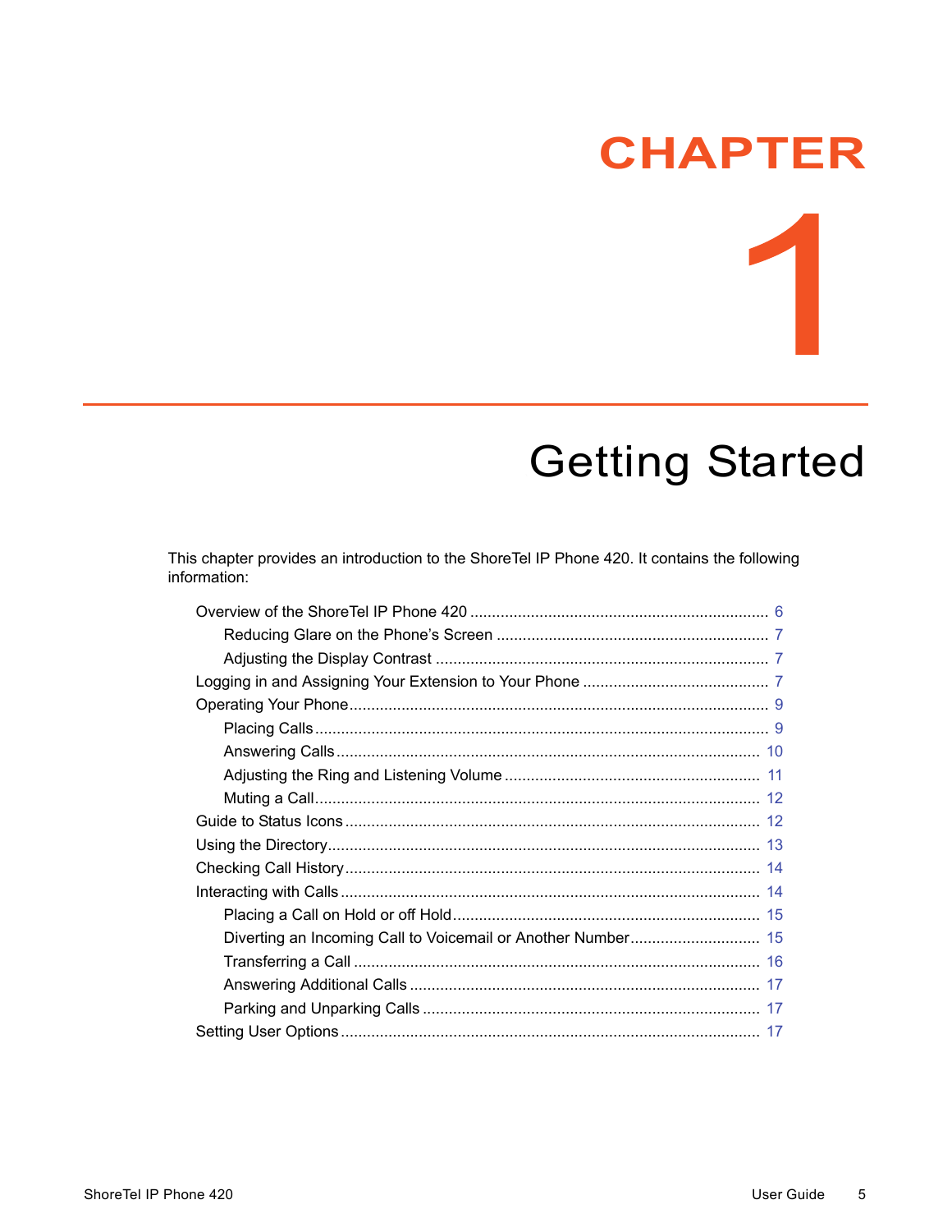# CHAPTER 1

# Getting Started

This chapter provides an introduction to the ShoreTel IP Phone 420. It contains the following information:

- Overview of the ShoreTel IP Phone 420 .... 6
  - Reducing Glare on the Phone's Screen .... 7
  - Adjusting the Display Contrast .... 7
- Logging in and Assigning Your Extension to Your Phone .... 7
- Operating Your Phone .... 9
  - Placing Calls .... 9
  - Answering Calls .... 10
  - Adjusting the Ring and Listening Volume .... 11
  - Muting a Call .... 12
- Guide to Status Icons .... 12
- Using the Directory .... 13
- Checking Call History .... 14
- Interacting with Calls .... 14
  - Placing a Call on Hold or off Hold .... 15
  - Diverting an Incoming Call to Voicemail or Another Number .... 15
  - Transferring a Call .... 16
  - Answering Additional Calls .... 17
  - Parking and Unparking Calls .... 17
- Setting User Options .... 17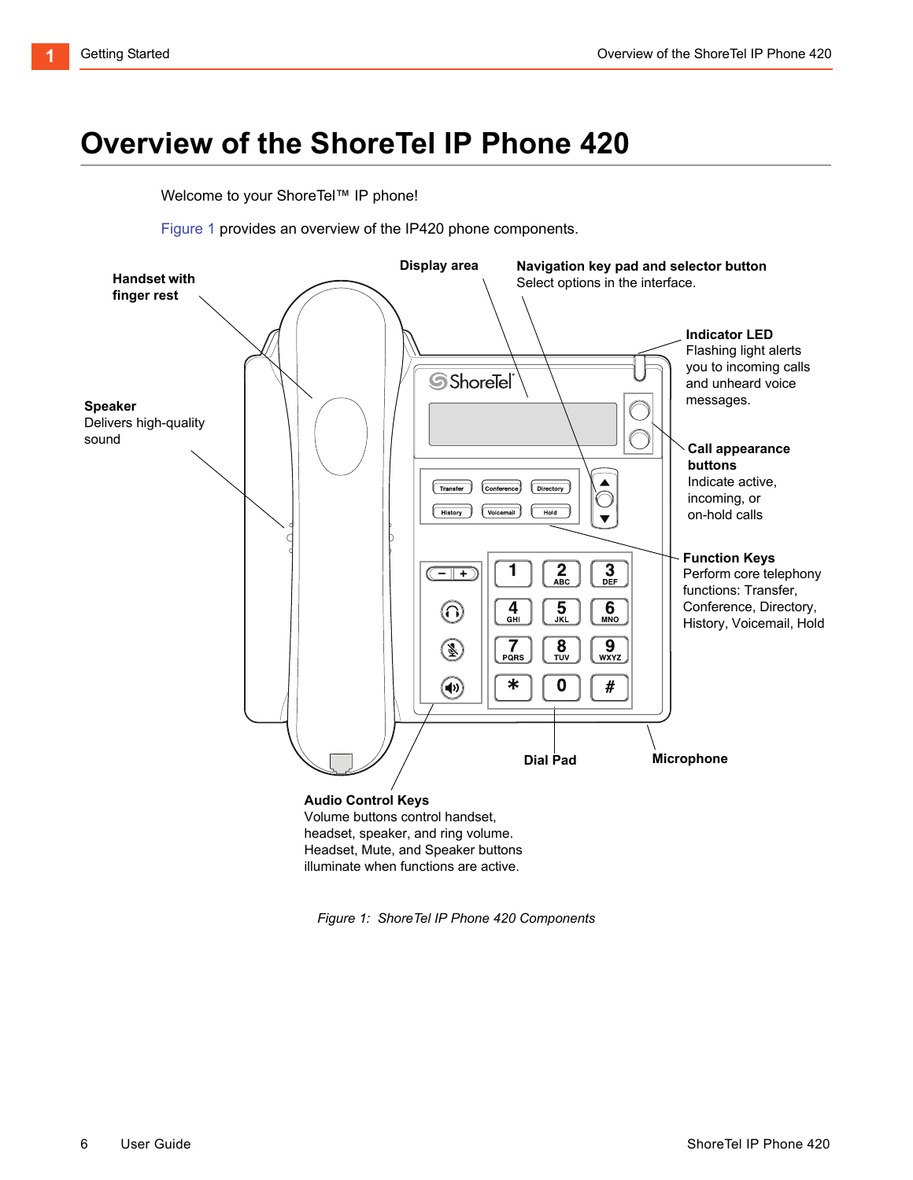# Overview of the ShoreTel IP Phone 420

Welcome to your ShoreTel™ IP phone!

Figure 1 provides an overview of the IP420 phone components.

**Handset with finger rest**

**Display area**

**Navigation key pad and selector button**
Select options in the interface.

**Indicator LED**
Flashing light alerts you to incoming calls and unheard voice messages.

**Speaker**
Delivers high-quality sound

**Call appearance buttons**
Indicate active, incoming, or on-hold calls

**Function Keys**
Perform core telephony functions: Transfer, Conference, Directory, History, Voicemail, Hold

**Dial Pad**

**Microphone**

**Audio Control Keys**
Volume buttons control handset, headset, speaker, and ring volume. Headset, Mute, and Speaker buttons illuminate when functions are active.

*Figure 1: ShoreTel IP Phone 420 Components*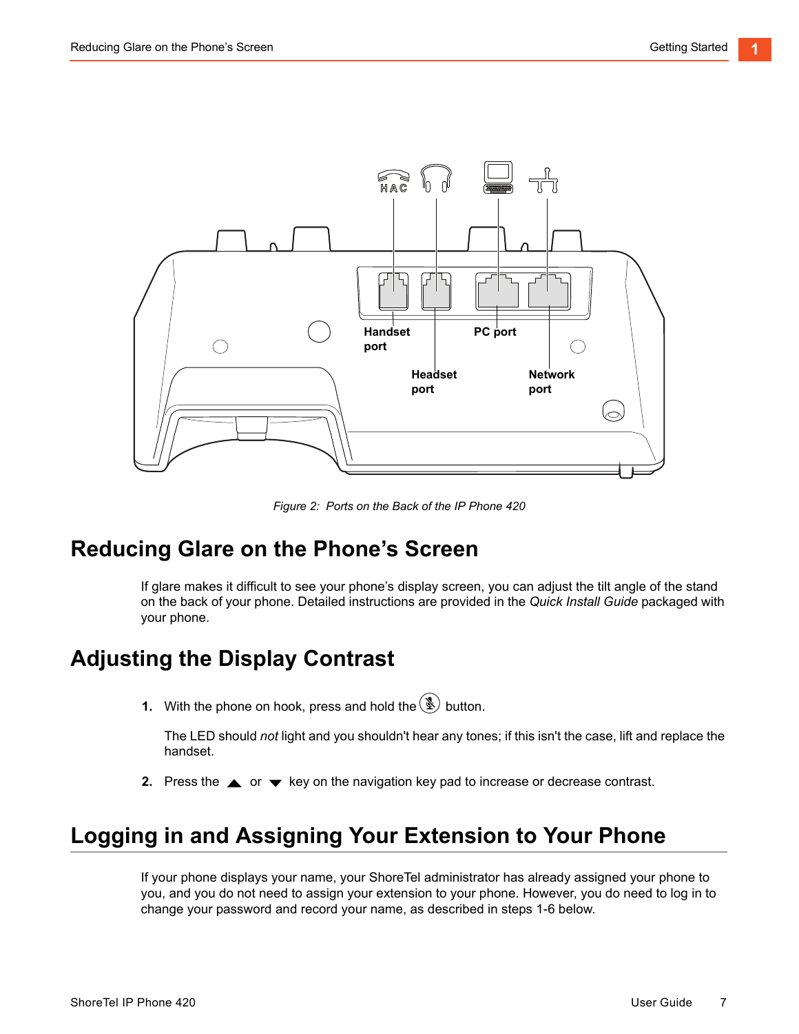Figure 2: Ports on the Back of the IP Phone 420

## Reducing Glare on the Phone's Screen

If glare makes it difficult to see your phone's display screen, you can adjust the tilt angle of the stand on the back of your phone. Detailed instructions are provided in the *Quick Install Guide* packaged with your phone.

## Adjusting the Display Contrast

1. With the phone on hook, press and hold the button.

   The LED should *not* light and you shouldn't hear any tones; if this isn't the case, lift and replace the handset.

2. Press the ▲ or ▼ key on the navigation key pad to increase or decrease contrast.

## Logging in and Assigning Your Extension to Your Phone

If your phone displays your name, your ShoreTel administrator has already assigned your phone to you, and you do not need to assign your extension to your phone. However, you do need to log in to change your password and record your name, as described in steps 1-6 below.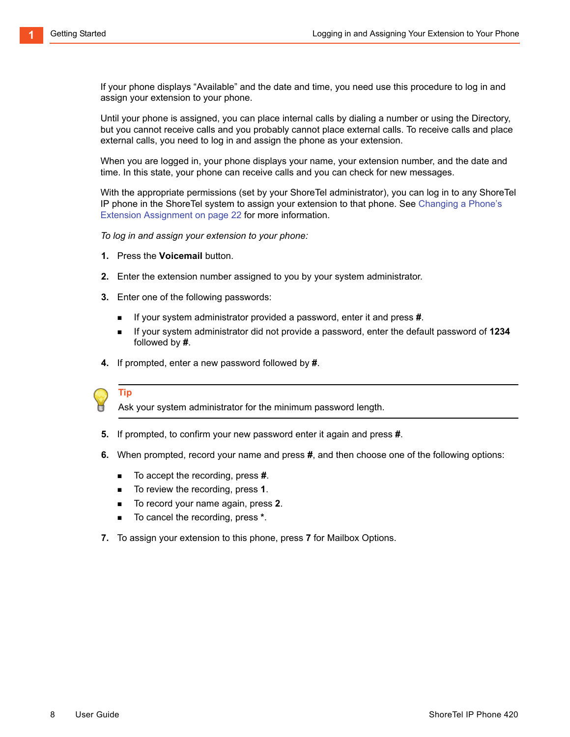If your phone displays “Available” and the date and time, you need use this procedure to log in and assign your extension to your phone.

Until your phone is assigned, you can place internal calls by dialing a number or using the Directory, but you cannot receive calls and you probably cannot place external calls. To receive calls and place external calls, you need to log in and assign the phone as your extension.

When you are logged in, your phone displays your name, your extension number, and the date and time. In this state, your phone can receive calls and you can check for new messages.

With the appropriate permissions (set by your ShoreTel administrator), you can log in to any ShoreTel IP phone in the ShoreTel system to assign your extension to that phone. See Changing a Phone’s Extension Assignment on page 22 for more information.

*To log in and assign your extension to your phone:*

1. Press the **Voicemail** button.
2. Enter the extension number assigned to you by your system administrator.
3. Enter one of the following passwords:
   - If your system administrator provided a password, enter it and press **#**.
   - If your system administrator did not provide a password, enter the default password of **1234** followed by **#**.
4. If prompted, enter a new password followed by **#**.

> **Tip**
> Ask your system administrator for the minimum password length.

5. If prompted, to confirm your new password enter it again and press **#**.
6. When prompted, record your name and press **#**, and then choose one of the following options:
   - To accept the recording, press **#**.
   - To review the recording, press **1**.
   - To record your name again, press **2**.
   - To cancel the recording, press **\***.
7. To assign your extension to this phone, press **7** for Mailbox Options.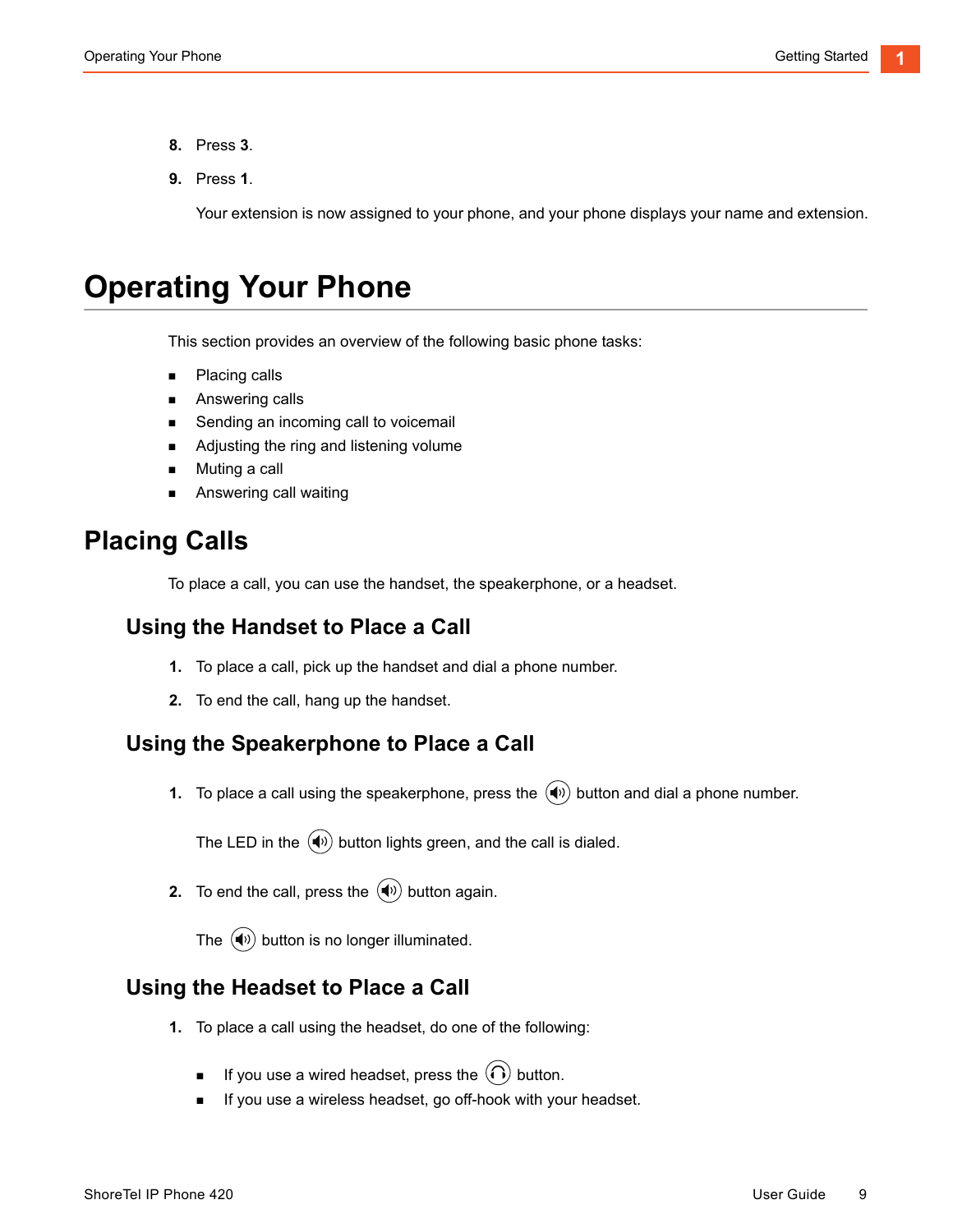8. Press **3**.
9. Press **1**.

   Your extension is now assigned to your phone, and your phone displays your name and extension.

# Operating Your Phone

This section provides an overview of the following basic phone tasks:

- Placing calls
- Answering calls
- Sending an incoming call to voicemail
- Adjusting the ring and listening volume
- Muting a call
- Answering call waiting

## Placing Calls

To place a call, you can use the handset, the speakerphone, or a headset.

### Using the Handset to Place a Call

1. To place a call, pick up the handset and dial a phone number.
2. To end the call, hang up the handset.

### Using the Speakerphone to Place a Call

1. To place a call using the speakerphone, press the (speaker) button and dial a phone number.

   The LED in the (speaker) button lights green, and the call is dialed.

2. To end the call, press the (speaker) button again.

   The (speaker) button is no longer illuminated.

### Using the Headset to Place a Call

1. To place a call using the headset, do one of the following:
   - If you use a wired headset, press the (headset) button.
   - If you use a wireless headset, go off-hook with your headset.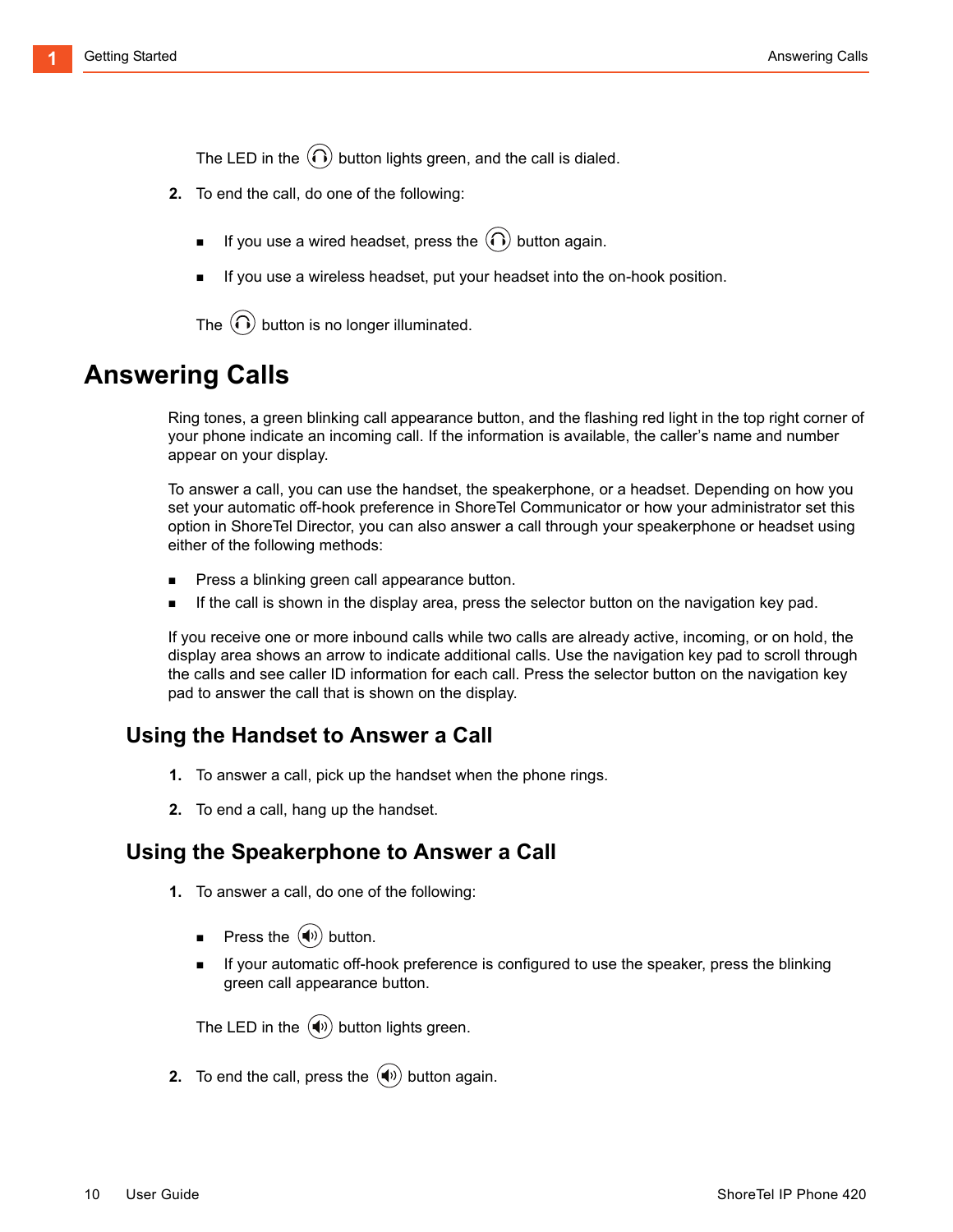The LED in the headset button lights green, and the call is dialed.

2. To end the call, do one of the following:

   - If you use a wired headset, press the headset button again.
   - If you use a wireless headset, put your headset into the on-hook position.

   The headset button is no longer illuminated.

# Answering Calls

Ring tones, a green blinking call appearance button, and the flashing red light in the top right corner of your phone indicate an incoming call. If the information is available, the caller's name and number appear on your display.

To answer a call, you can use the handset, the speakerphone, or a headset. Depending on how you set your automatic off-hook preference in ShoreTel Communicator or how your administrator set this option in ShoreTel Director, you can also answer a call through your speakerphone or headset using either of the following methods:

- Press a blinking green call appearance button.
- If the call is shown in the display area, press the selector button on the navigation key pad.

If you receive one or more inbound calls while two calls are already active, incoming, or on hold, the display area shows an arrow to indicate additional calls. Use the navigation key pad to scroll through the calls and see caller ID information for each call. Press the selector button on the navigation key pad to answer the call that is shown on the display.

## Using the Handset to Answer a Call

1. To answer a call, pick up the handset when the phone rings.
2. To end a call, hang up the handset.

## Using the Speakerphone to Answer a Call

1. To answer a call, do one of the following:

   - Press the speaker button.
   - If your automatic off-hook preference is configured to use the speaker, press the blinking green call appearance button.

   The LED in the speaker button lights green.

2. To end the call, press the speaker button again.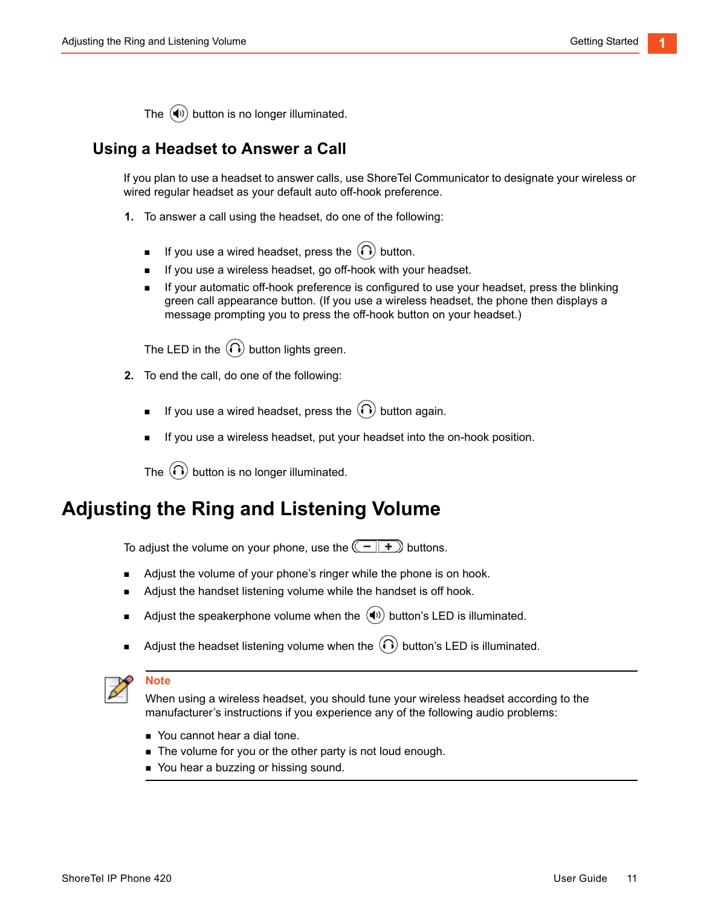The button is no longer illuminated.

## Using a Headset to Answer a Call

If you plan to use a headset to answer calls, use ShoreTel Communicator to designate your wireless or wired regular headset as your default auto off-hook preference.

1. To answer a call using the headset, do one of the following:

   - If you use a wired headset, press the button.
   - If you use a wireless headset, go off-hook with your headset.
   - If your automatic off-hook preference is configured to use your headset, press the blinking green call appearance button. (If you use a wireless headset, the phone then displays a message prompting you to press the off-hook button on your headset.)

   The LED in the button lights green.

2. To end the call, do one of the following:

   - If you use a wired headset, press the button again.
   - If you use a wireless headset, put your headset into the on-hook position.

   The button is no longer illuminated.

# Adjusting the Ring and Listening Volume

To adjust the volume on your phone, use the buttons.

- Adjust the volume of your phone's ringer while the phone is on hook.
- Adjust the handset listening volume while the handset is off hook.
- Adjust the speakerphone volume when the button's LED is illuminated.
- Adjust the headset listening volume when the button's LED is illuminated.

**Note**

When using a wireless headset, you should tune your wireless headset according to the manufacturer's instructions if you experience any of the following audio problems:

- You cannot hear a dial tone.
- The volume for you or the other party is not loud enough.
- You hear a buzzing or hissing sound.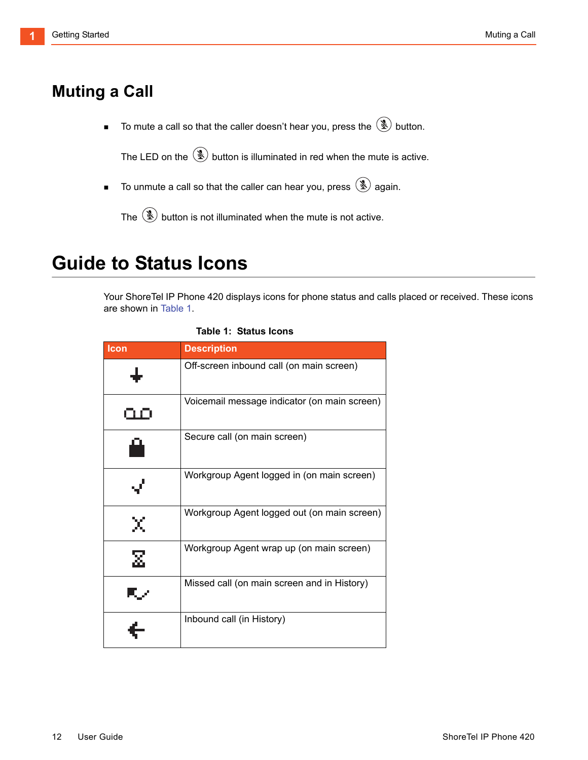# Muting a Call

- To mute a call so that the caller doesn't hear you, press the button.

  The LED on the button is illuminated in red when the mute is active.

- To unmute a call so that the caller can hear you, press again.

  The button is not illuminated when the mute is not active.

# Guide to Status Icons

Your ShoreTel IP Phone 420 displays icons for phone status and calls placed or received. These icons are shown in Table 1.

**Table 1: Status Icons**

| Icon | Description |
|---|---|
| | Off-screen inbound call (on main screen) |
| | Voicemail message indicator (on main screen) |
| | Secure call (on main screen) |
| | Workgroup Agent logged in (on main screen) |
| | Workgroup Agent logged out (on main screen) |
| | Workgroup Agent wrap up (on main screen) |
| | Missed call (on main screen and in History) |
| | Inbound call (in History) |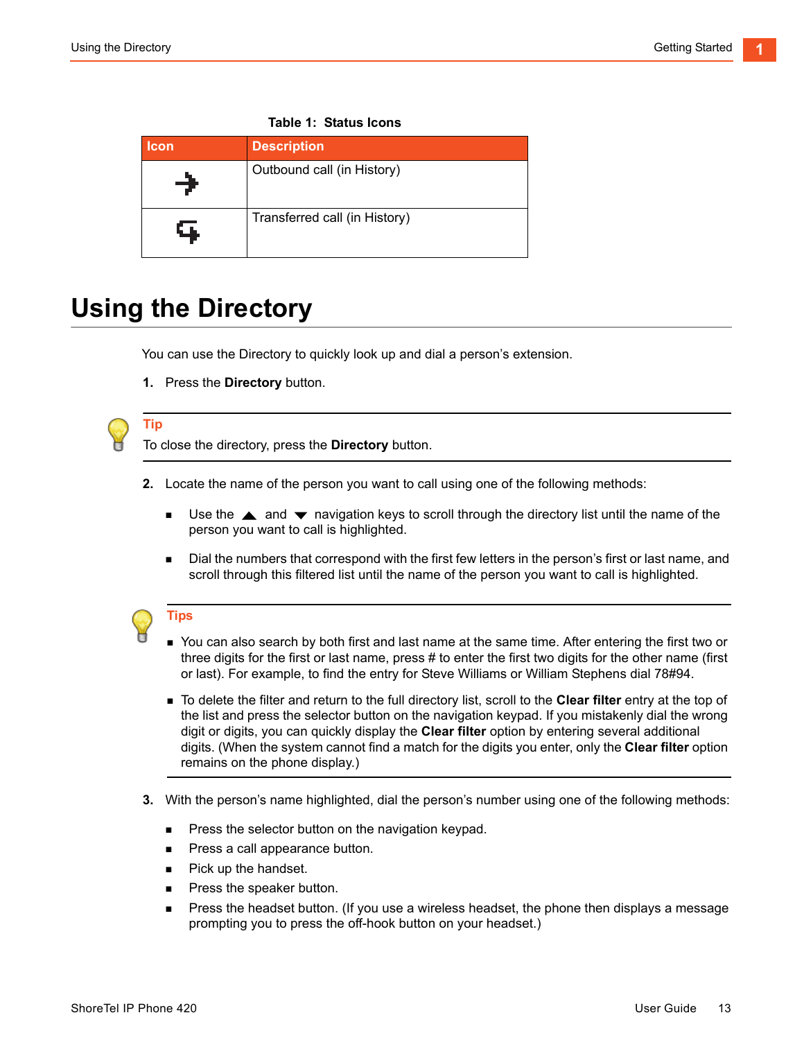Table 1: Status Icons

| Icon | Description |
| --- | --- |
| | Outbound call (in History) |
| | Transferred call (in History) |

# Using the Directory

You can use the Directory to quickly look up and dial a person's extension.

1. Press the **Directory** button.

**Tip**

To close the directory, press the **Directory** button.

2. Locate the name of the person you want to call using one of the following methods:

   - Use the ▲ and ▼ navigation keys to scroll through the directory list until the name of the person you want to call is highlighted.
   - Dial the numbers that correspond with the first few letters in the person's first or last name, and scroll through this filtered list until the name of the person you want to call is highlighted.

**Tips**

- You can also search by both first and last name at the same time. After entering the first two or three digits for the first or last name, press # to enter the first two digits for the other name (first or last). For example, to find the entry for Steve Williams or William Stephens dial 78#94.
- To delete the filter and return to the full directory list, scroll to the **Clear filter** entry at the top of the list and press the selector button on the navigation keypad. If you mistakenly dial the wrong digit or digits, you can quickly display the **Clear filter** option by entering several additional digits. (When the system cannot find a match for the digits you enter, only the **Clear filter** option remains on the phone display.)

3. With the person's name highlighted, dial the person's number using one of the following methods:

   - Press the selector button on the navigation keypad.
   - Press a call appearance button.
   - Pick up the handset.
   - Press the speaker button.
   - Press the headset button. (If you use a wireless headset, the phone then displays a message prompting you to press the off-hook button on your headset.)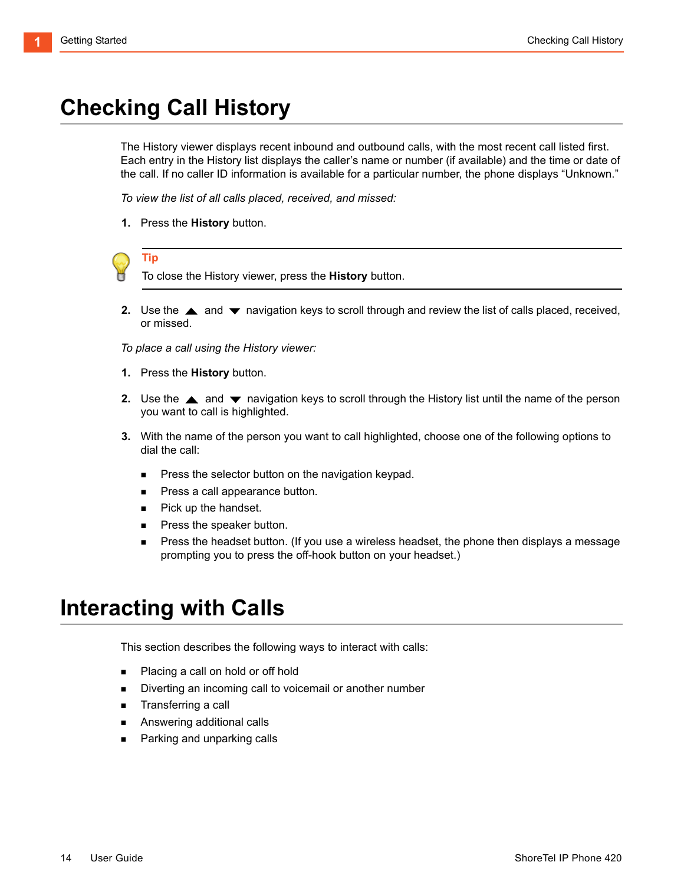# Checking Call History

The History viewer displays recent inbound and outbound calls, with the most recent call listed first. Each entry in the History list displays the caller's name or number (if available) and the time or date of the call. If no caller ID information is available for a particular number, the phone displays "Unknown."

*To view the list of all calls placed, received, and missed:*

1. Press the **History** button.

> **Tip**
> To close the History viewer, press the **History** button.

2. Use the ▲ and ▼ navigation keys to scroll through and review the list of calls placed, received, or missed.

*To place a call using the History viewer:*

1. Press the **History** button.
2. Use the ▲ and ▼ navigation keys to scroll through the History list until the name of the person you want to call is highlighted.
3. With the name of the person you want to call highlighted, choose one of the following options to dial the call:
   - Press the selector button on the navigation keypad.
   - Press a call appearance button.
   - Pick up the handset.
   - Press the speaker button.
   - Press the headset button. (If you use a wireless headset, the phone then displays a message prompting you to press the off-hook button on your headset.)

# Interacting with Calls

This section describes the following ways to interact with calls:

- Placing a call on hold or off hold
- Diverting an incoming call to voicemail or another number
- Transferring a call
- Answering additional calls
- Parking and unparking calls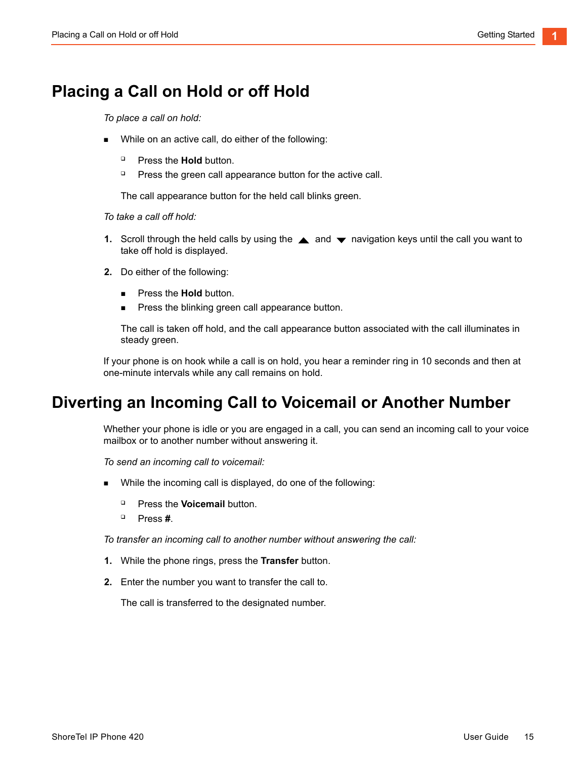# Placing a Call on Hold or off Hold

*To place a call on hold:*

- While on an active call, do either of the following:
  - Press the **Hold** button.
  - Press the green call appearance button for the active call.

  The call appearance button for the held call blinks green.

*To take a call off hold:*

1. Scroll through the held calls by using the ▲ and ▼ navigation keys until the call you want to take off hold is displayed.
2. Do either of the following:
   - Press the **Hold** button.
   - Press the blinking green call appearance button.

   The call is taken off hold, and the call appearance button associated with the call illuminates in steady green.

If your phone is on hook while a call is on hold, you hear a reminder ring in 10 seconds and then at one-minute intervals while any call remains on hold.

# Diverting an Incoming Call to Voicemail or Another Number

Whether your phone is idle or you are engaged in a call, you can send an incoming call to your voice mailbox or to another number without answering it.

*To send an incoming call to voicemail:*

- While the incoming call is displayed, do one of the following:
  - Press the **Voicemail** button.
  - Press **#**.

*To transfer an incoming call to another number without answering the call:*

1. While the phone rings, press the **Transfer** button.
2. Enter the number you want to transfer the call to.

   The call is transferred to the designated number.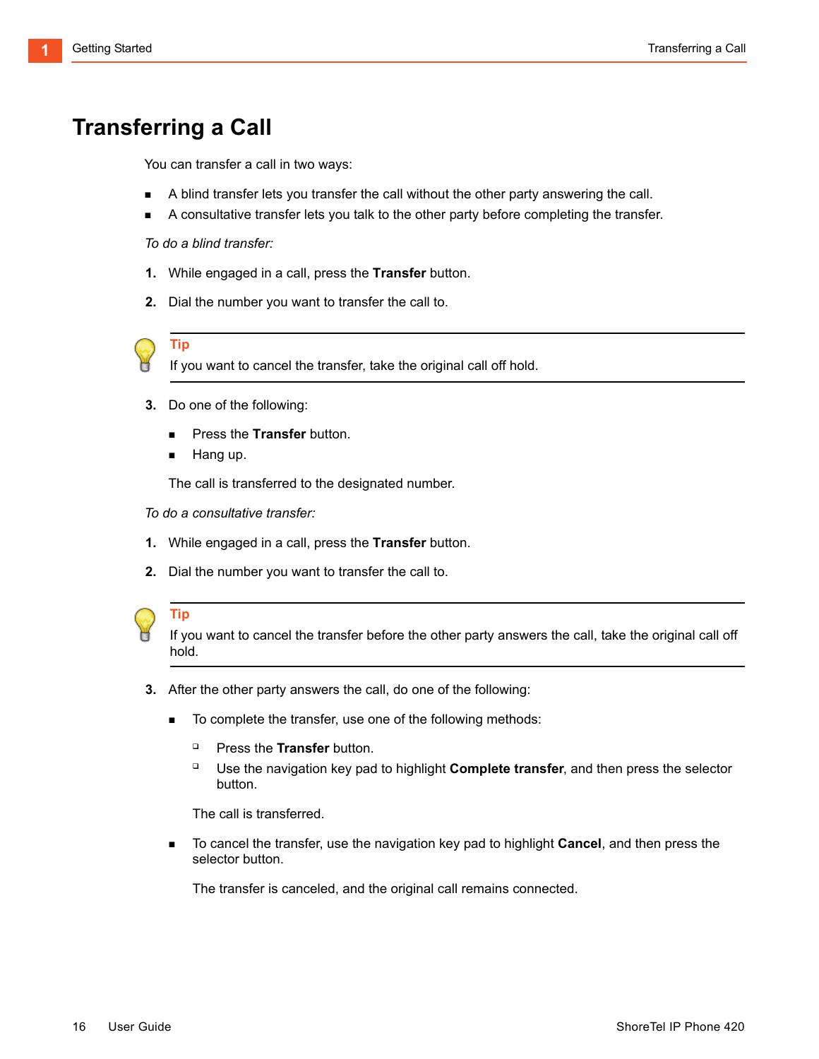# Transferring a Call

You can transfer a call in two ways:

- A blind transfer lets you transfer the call without the other party answering the call.
- A consultative transfer lets you talk to the other party before completing the transfer.

*To do a blind transfer:*

1. While engaged in a call, press the **Transfer** button.
2. Dial the number you want to transfer the call to.

> **Tip**
> If you want to cancel the transfer, take the original call off hold.

3. Do one of the following:
   - Press the **Transfer** button.
   - Hang up.

   The call is transferred to the designated number.

*To do a consultative transfer:*

1. While engaged in a call, press the **Transfer** button.
2. Dial the number you want to transfer the call to.

> **Tip**
> If you want to cancel the transfer before the other party answers the call, take the original call off hold.

3. After the other party answers the call, do one of the following:
   - To complete the transfer, use one of the following methods:
     - Press the **Transfer** button.
     - Use the navigation key pad to highlight **Complete transfer**, and then press the selector button.

     The call is transferred.
   - To cancel the transfer, use the navigation key pad to highlight **Cancel**, and then press the selector button.

     The transfer is canceled, and the original call remains connected.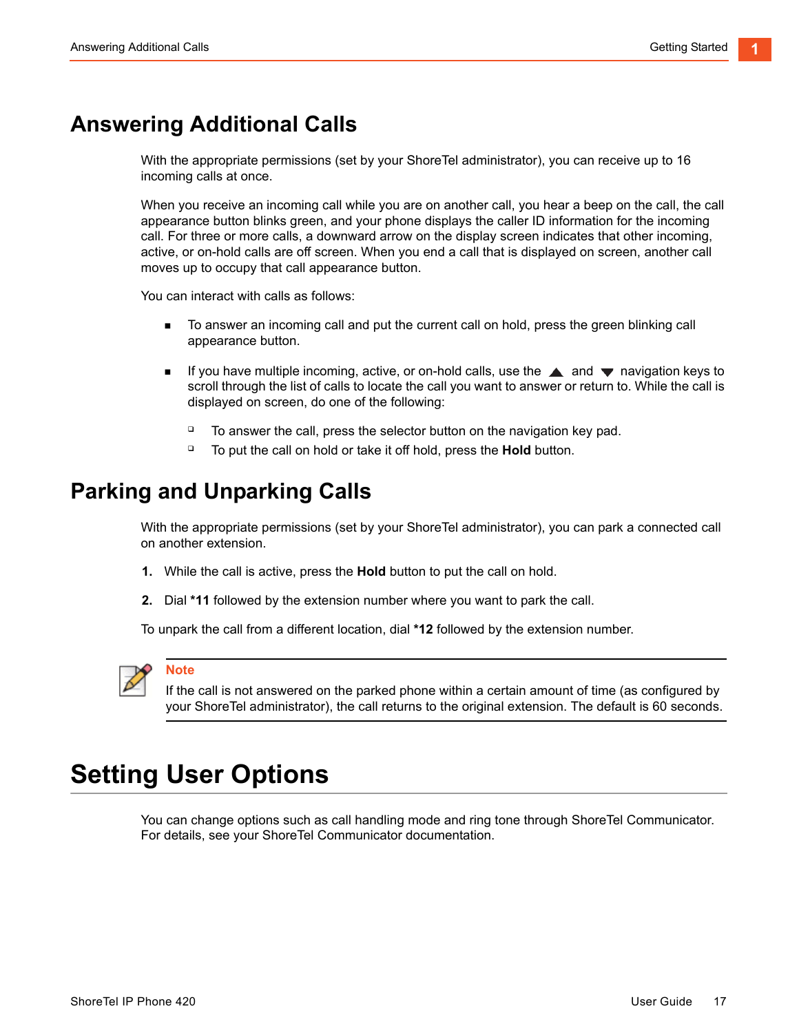## Answering Additional Calls

With the appropriate permissions (set by your ShoreTel administrator), you can receive up to 16 incoming calls at once.

When you receive an incoming call while you are on another call, you hear a beep on the call, the call appearance button blinks green, and your phone displays the caller ID information for the incoming call. For three or more calls, a downward arrow on the display screen indicates that other incoming, active, or on-hold calls are off screen. When you end a call that is displayed on screen, another call moves up to occupy that call appearance button.

You can interact with calls as follows:

- To answer an incoming call and put the current call on hold, press the green blinking call appearance button.
- If you have multiple incoming, active, or on-hold calls, use the ▲ and ▼ navigation keys to scroll through the list of calls to locate the call you want to answer or return to. While the call is displayed on screen, do one of the following:
  - To answer the call, press the selector button on the navigation key pad.
  - To put the call on hold or take it off hold, press the **Hold** button.

## Parking and Unparking Calls

With the appropriate permissions (set by your ShoreTel administrator), you can park a connected call on another extension.

1. While the call is active, press the **Hold** button to put the call on hold.
2. Dial ***11** followed by the extension number where you want to park the call.

To unpark the call from a different location, dial ***12** followed by the extension number.

**Note**

If the call is not answered on the parked phone within a certain amount of time (as configured by your ShoreTel administrator), the call returns to the original extension. The default is 60 seconds.

# Setting User Options

You can change options such as call handling mode and ring tone through ShoreTel Communicator. For details, see your ShoreTel Communicator documentation.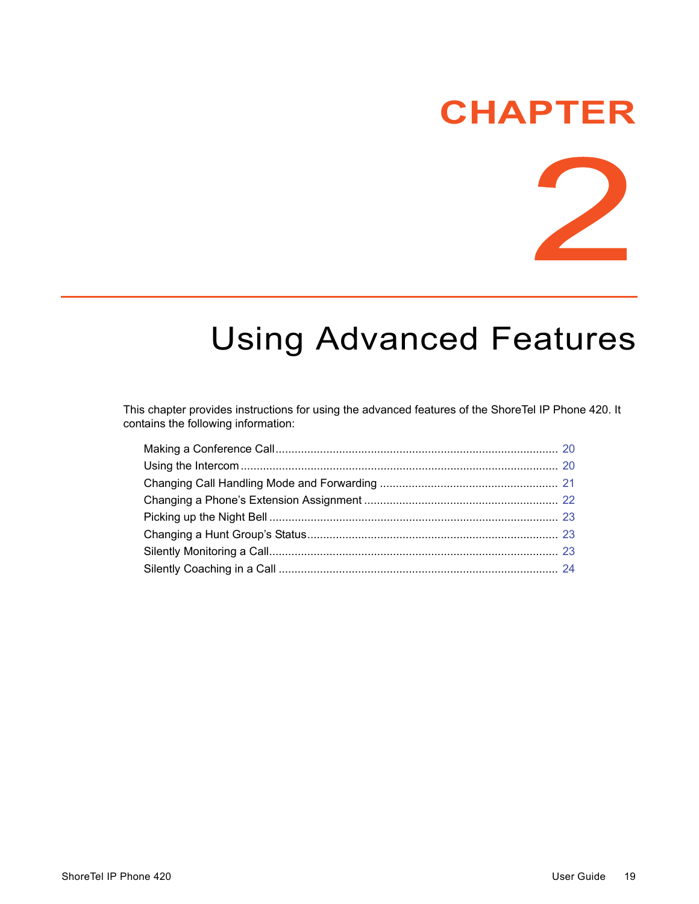# CHAPTER 2

# Using Advanced Features

This chapter provides instructions for using the advanced features of the ShoreTel IP Phone 420. It contains the following information:

- Making a Conference Call ........................................................................................ 20
- Using the Intercom ................................................................................................... 20
- Changing Call Handling Mode and Forwarding ........................................................ 21
- Changing a Phone's Extension Assignment ............................................................ 22
- Picking up the Night Bell .......................................................................................... 23
- Changing a Hunt Group's Status.............................................................................. 23
- Silently Monitoring a Call.......................................................................................... 23
- Silently Coaching in a Call ....................................................................................... 24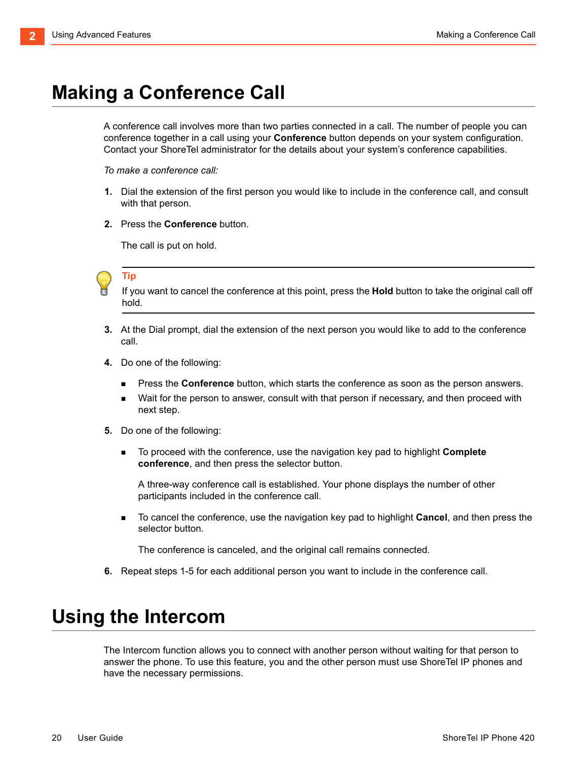# Making a Conference Call

A conference call involves more than two parties connected in a call. The number of people you can conference together in a call using your **Conference** button depends on your system configuration. Contact your ShoreTel administrator for the details about your system's conference capabilities.

*To make a conference call:*

1. Dial the extension of the first person you would like to include in the conference call, and consult with that person.
2. Press the **Conference** button.

   The call is put on hold.

> **Tip**
> If you want to cancel the conference at this point, press the **Hold** button to take the original call off hold.

3. At the Dial prompt, dial the extension of the next person you would like to add to the conference call.
4. Do one of the following:
   - Press the **Conference** button, which starts the conference as soon as the person answers.
   - Wait for the person to answer, consult with that person if necessary, and then proceed with next step.
5. Do one of the following:
   - To proceed with the conference, use the navigation key pad to highlight **Complete conference**, and then press the selector button.

     A three-way conference call is established. Your phone displays the number of other participants included in the conference call.
   - To cancel the conference, use the navigation key pad to highlight **Cancel**, and then press the selector button.

     The conference is canceled, and the original call remains connected.
6. Repeat steps 1-5 for each additional person you want to include in the conference call.

# Using the Intercom

The Intercom function allows you to connect with another person without waiting for that person to answer the phone. To use this feature, you and the other person must use ShoreTel IP phones and have the necessary permissions.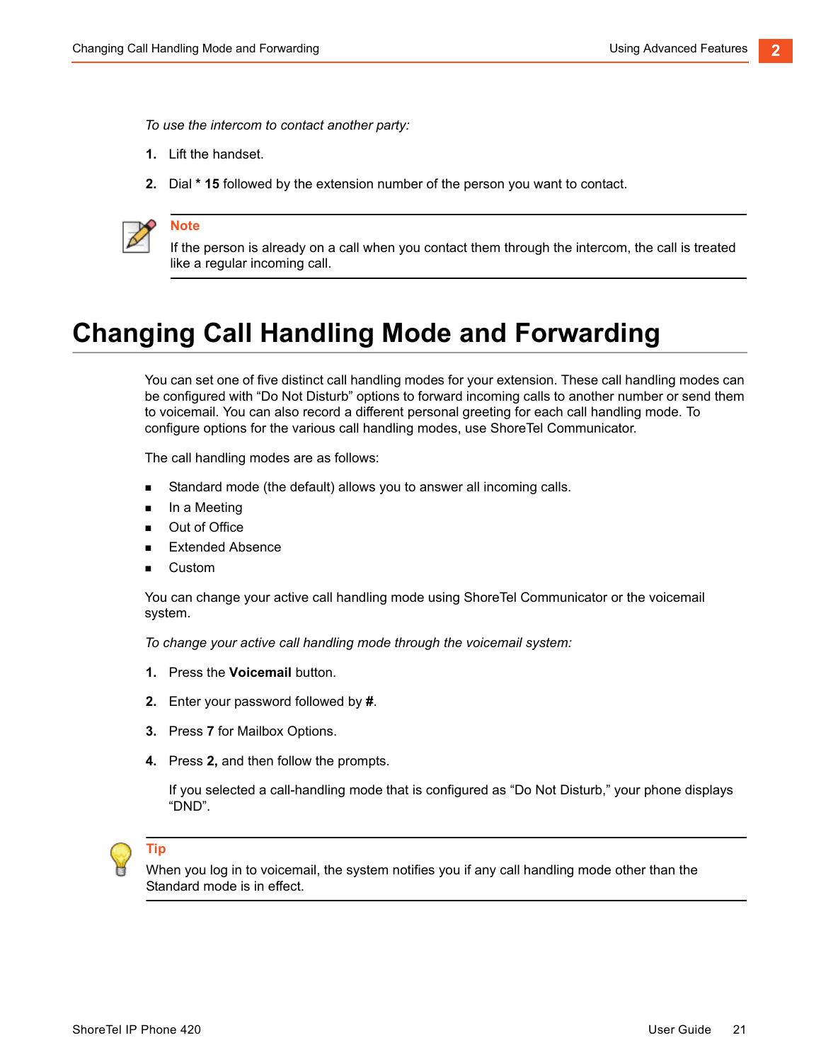*To use the intercom to contact another party:*

1. Lift the handset.
2. Dial **\* 15** followed by the extension number of the person you want to contact.

**Note**

If the person is already on a call when you contact them through the intercom, the call is treated like a regular incoming call.

# Changing Call Handling Mode and Forwarding

You can set one of five distinct call handling modes for your extension. These call handling modes can be configured with “Do Not Disturb” options to forward incoming calls to another number or send them to voicemail. You can also record a different personal greeting for each call handling mode. To configure options for the various call handling modes, use ShoreTel Communicator.

The call handling modes are as follows:

- Standard mode (the default) allows you to answer all incoming calls.
- In a Meeting
- Out of Office
- Extended Absence
- Custom

You can change your active call handling mode using ShoreTel Communicator or the voicemail system.

*To change your active call handling mode through the voicemail system:*

1. Press the **Voicemail** button.
2. Enter your password followed by **#**.
3. Press **7** for Mailbox Options.
4. Press **2,** and then follow the prompts.

   If you selected a call-handling mode that is configured as “Do Not Disturb,” your phone displays “DND”.

**Tip**

When you log in to voicemail, the system notifies you if any call handling mode other than the Standard mode is in effect.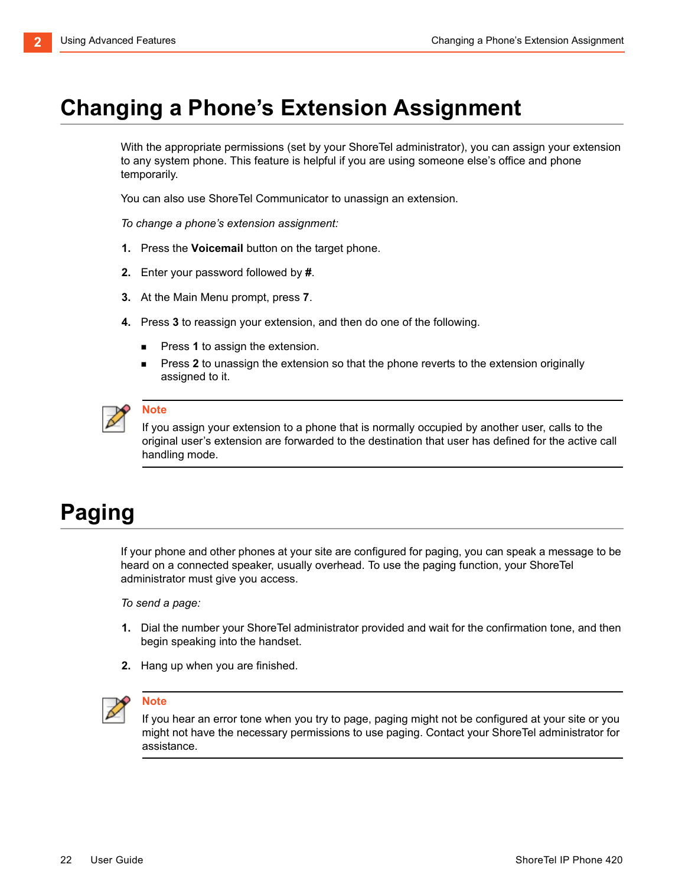# Changing a Phone's Extension Assignment

With the appropriate permissions (set by your ShoreTel administrator), you can assign your extension to any system phone. This feature is helpful if you are using someone else's office and phone temporarily.

You can also use ShoreTel Communicator to unassign an extension.

*To change a phone's extension assignment:*

1. Press the **Voicemail** button on the target phone.
2. Enter your password followed by **#**.
3. At the Main Menu prompt, press **7**.
4. Press **3** to reassign your extension, and then do one of the following.
   - Press **1** to assign the extension.
   - Press **2** to unassign the extension so that the phone reverts to the extension originally assigned to it.

**Note**
If you assign your extension to a phone that is normally occupied by another user, calls to the original user's extension are forwarded to the destination that user has defined for the active call handling mode.

# Paging

If your phone and other phones at your site are configured for paging, you can speak a message to be heard on a connected speaker, usually overhead. To use the paging function, your ShoreTel administrator must give you access.

*To send a page:*

1. Dial the number your ShoreTel administrator provided and wait for the confirmation tone, and then begin speaking into the handset.
2. Hang up when you are finished.

**Note**
If you hear an error tone when you try to page, paging might not be configured at your site or you might not have the necessary permissions to use paging. Contact your ShoreTel administrator for assistance.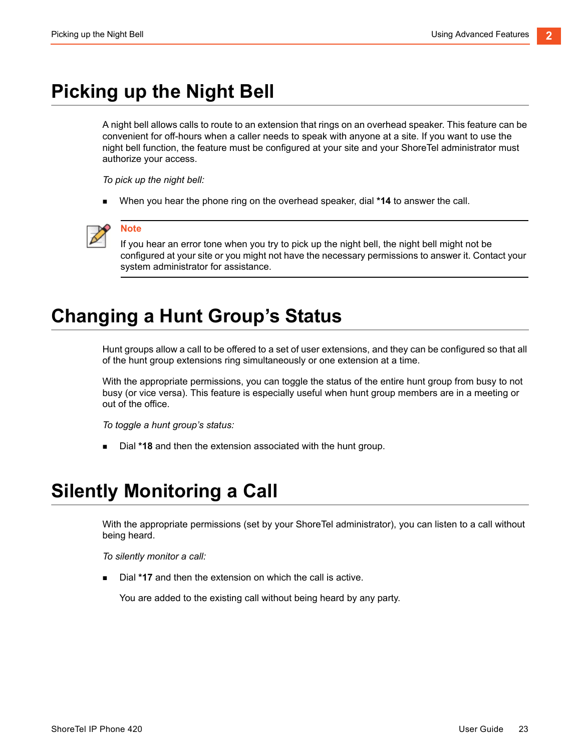# Picking up the Night Bell

A night bell allows calls to route to an extension that rings on an overhead speaker. This feature can be convenient for off-hours when a caller needs to speak with anyone at a site. If you want to use the night bell function, the feature must be configured at your site and your ShoreTel administrator must authorize your access.

*To pick up the night bell:*

- When you hear the phone ring on the overhead speaker, dial **\*14** to answer the call.

> **Note**
>
> If you hear an error tone when you try to pick up the night bell, the night bell might not be configured at your site or you might not have the necessary permissions to answer it. Contact your system administrator for assistance.

# Changing a Hunt Group's Status

Hunt groups allow a call to be offered to a set of user extensions, and they can be configured so that all of the hunt group extensions ring simultaneously or one extension at a time.

With the appropriate permissions, you can toggle the status of the entire hunt group from busy to not busy (or vice versa). This feature is especially useful when hunt group members are in a meeting or out of the office.

*To toggle a hunt group's status:*

- Dial **\*18** and then the extension associated with the hunt group.

# Silently Monitoring a Call

With the appropriate permissions (set by your ShoreTel administrator), you can listen to a call without being heard.

*To silently monitor a call:*

- Dial **\*17** and then the extension on which the call is active.

  You are added to the existing call without being heard by any party.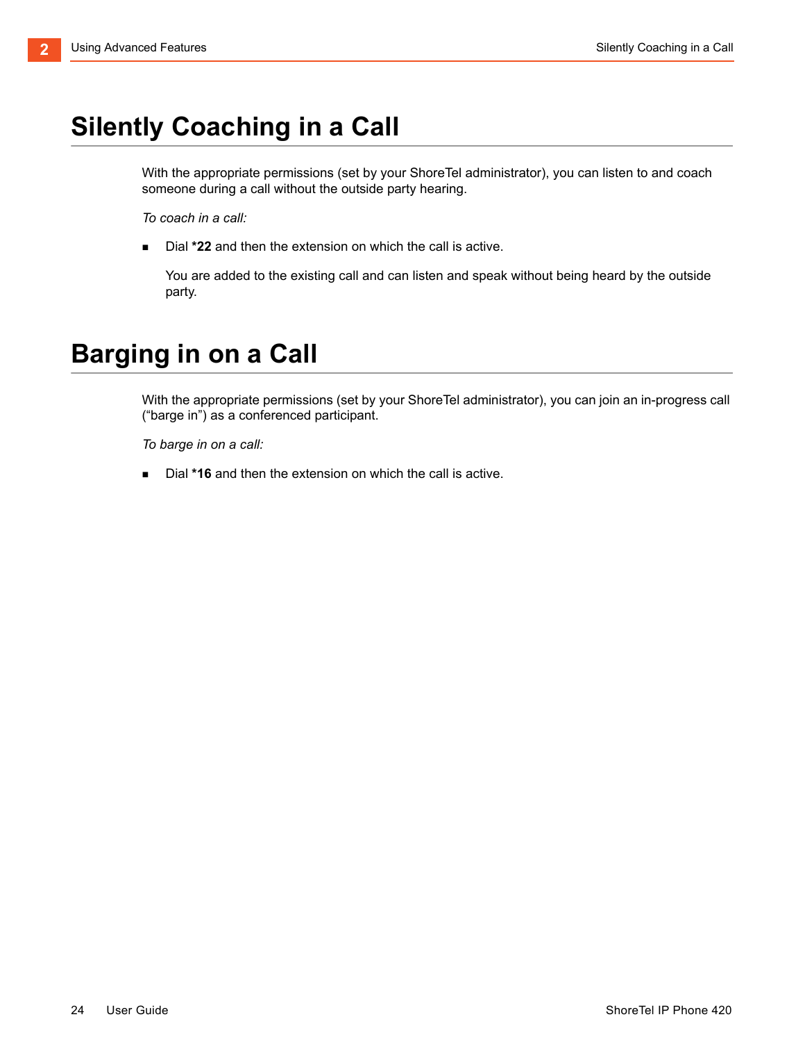# Silently Coaching in a Call

With the appropriate permissions (set by your ShoreTel administrator), you can listen to and coach someone during a call without the outside party hearing.

*To coach in a call:*

- Dial **\*22** and then the extension on which the call is active.

  You are added to the existing call and can listen and speak without being heard by the outside party.

# Barging in on a Call

With the appropriate permissions (set by your ShoreTel administrator), you can join an in-progress call ("barge in") as a conferenced participant.

*To barge in on a call:*

- Dial **\*16** and then the extension on which the call is active.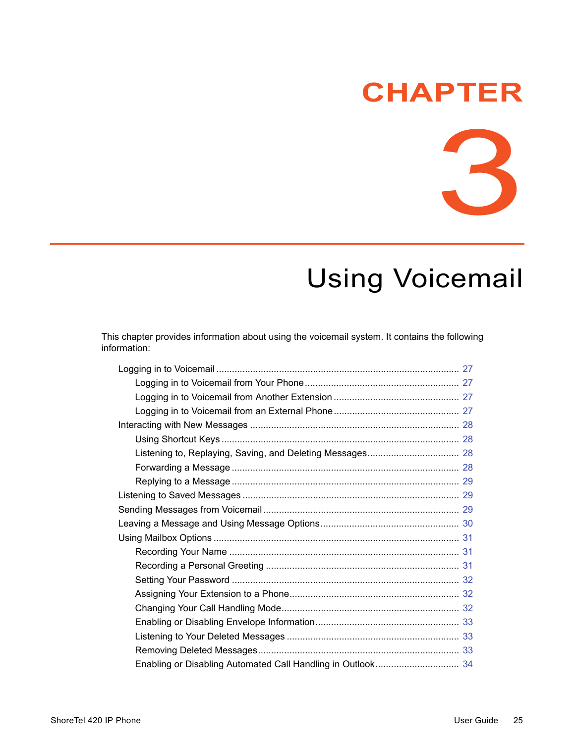# CHAPTER 3

# Using Voicemail

This chapter provides information about using the voicemail system. It contains the following information:

- Logging in to Voicemail ........................................................................................ 27
    - Logging in to Voicemail from Your Phone ....................................................... 27
    - Logging in to Voicemail from Another Extension ............................................ 27
    - Logging in to Voicemail from an External Phone ............................................ 27
- Interacting with New Messages ............................................................................ 28
    - Using Shortcut Keys ....................................................................................... 28
    - Listening to, Replaying, Saving, and Deleting Messages ................................... 28
    - Forwarding a Message ................................................................................... 28
    - Replying to a Message ................................................................................... 29
- Listening to Saved Messages ............................................................................... 29
- Sending Messages from Voicemail ....................................................................... 29
- Leaving a Message and Using Message Options .................................................... 30
- Using Mailbox Options ......................................................................................... 31
    - Recording Your Name .................................................................................... 31
    - Recording a Personal Greeting ....................................................................... 31
    - Setting Your Password ................................................................................... 32
    - Assigning Your Extension to a Phone .............................................................. 32
    - Changing Your Call Handling Mode ................................................................. 32
    - Enabling or Disabling Envelope Information ................................................... 33
    - Listening to Your Deleted Messages .............................................................. 33
    - Removing Deleted Messages .......................................................................... 33
    - Enabling or Disabling Automated Call Handling in Outlook ............................... 34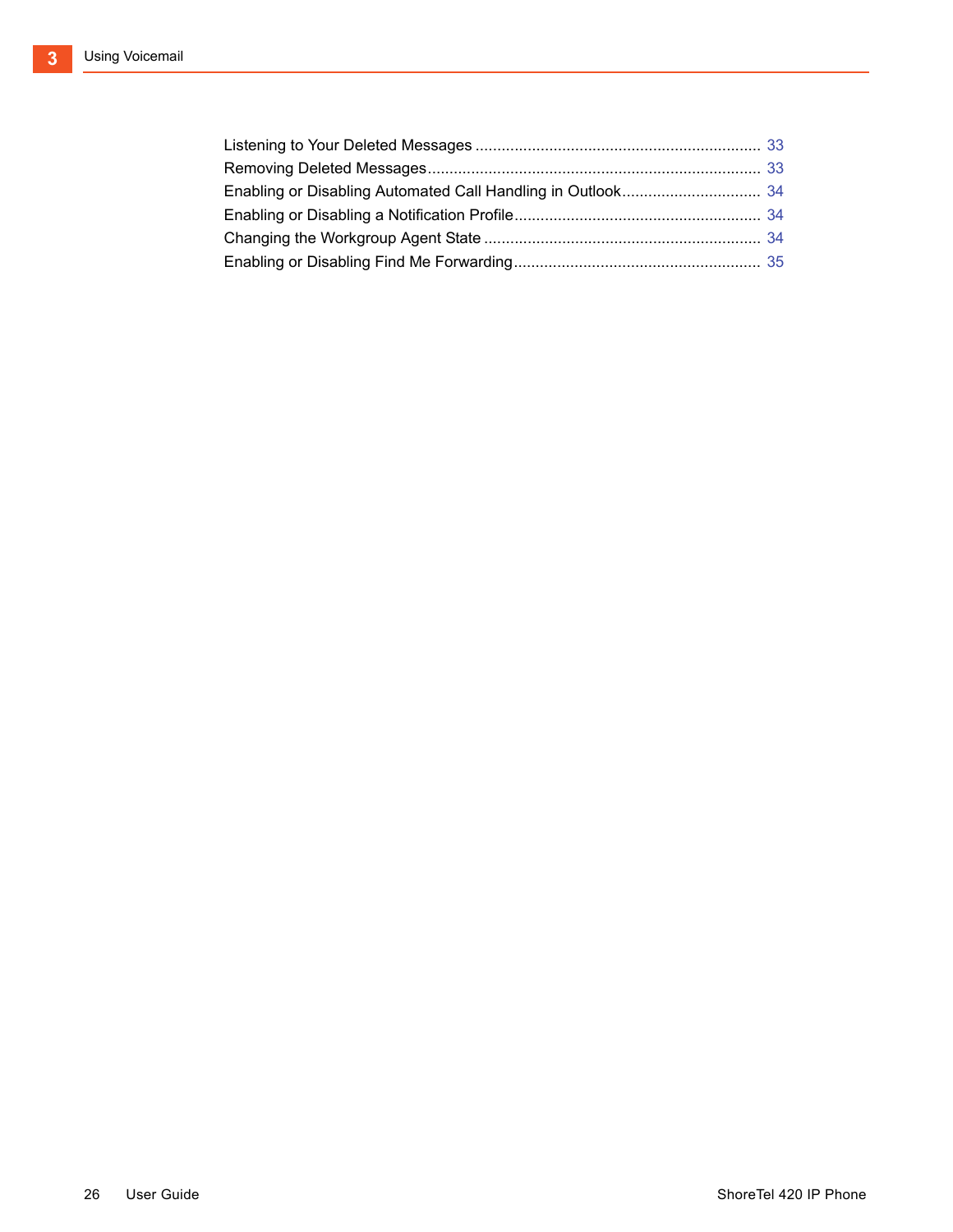Listening to Your Deleted Messages ................................................................. 33
Removing Deleted Messages............................................................................ 33
Enabling or Disabling Automated Call Handling in Outlook............................... 34
Enabling or Disabling a Notification Profile........................................................ 34
Changing the Workgroup Agent State ............................................................... 34
Enabling or Disabling Find Me Forwarding........................................................ 35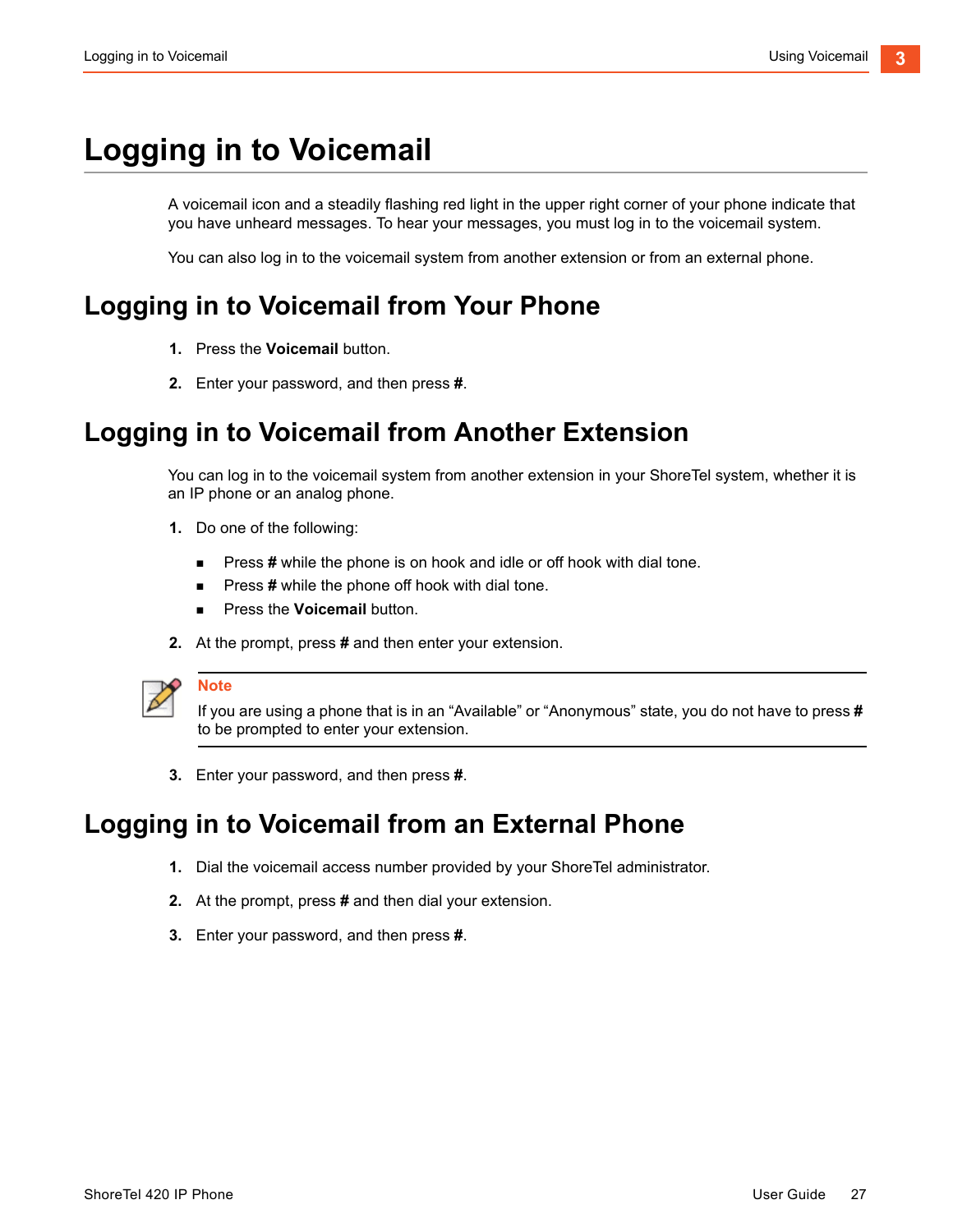# Logging in to Voicemail

A voicemail icon and a steadily flashing red light in the upper right corner of your phone indicate that you have unheard messages. To hear your messages, you must log in to the voicemail system.

You can also log in to the voicemail system from another extension or from an external phone.

## Logging in to Voicemail from Your Phone

1. Press the **Voicemail** button.
2. Enter your password, and then press **#**.

## Logging in to Voicemail from Another Extension

You can log in to the voicemail system from another extension in your ShoreTel system, whether it is an IP phone or an analog phone.

1. Do one of the following:
   - Press **#** while the phone is on hook and idle or off hook with dial tone.
   - Press **#** while the phone off hook with dial tone.
   - Press the **Voicemail** button.
2. At the prompt, press **#** and then enter your extension.

> **Note**
> If you are using a phone that is in an "Available" or "Anonymous" state, you do not have to press **#** to be prompted to enter your extension.

3. Enter your password, and then press **#**.

## Logging in to Voicemail from an External Phone

1. Dial the voicemail access number provided by your ShoreTel administrator.
2. At the prompt, press **#** and then dial your extension.
3. Enter your password, and then press **#**.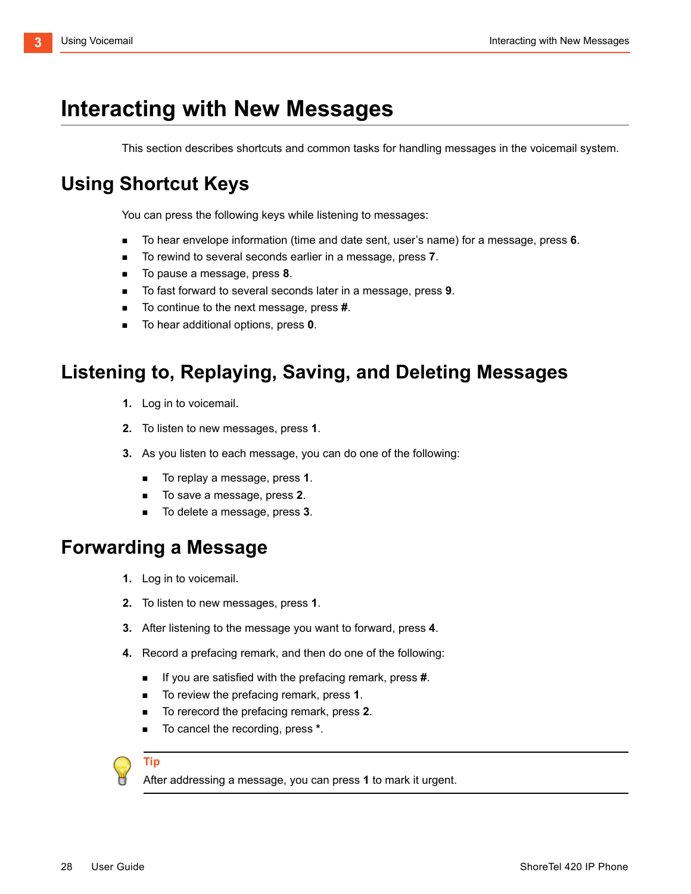# Interacting with New Messages

This section describes shortcuts and common tasks for handling messages in the voicemail system.

## Using Shortcut Keys

You can press the following keys while listening to messages:

- To hear envelope information (time and date sent, user's name) for a message, press **6**.
- To rewind to several seconds earlier in a message, press **7**.
- To pause a message, press **8**.
- To fast forward to several seconds later in a message, press **9**.
- To continue to the next message, press **#**.
- To hear additional options, press **0**.

## Listening to, Replaying, Saving, and Deleting Messages

1. Log in to voicemail.
2. To listen to new messages, press **1**.
3. As you listen to each message, you can do one of the following:
   - To replay a message, press **1**.
   - To save a message, press **2**.
   - To delete a message, press **3**.

## Forwarding a Message

1. Log in to voicemail.
2. To listen to new messages, press **1**.
3. After listening to the message you want to forward, press **4**.
4. Record a prefacing remark, and then do one of the following:
   - If you are satisfied with the prefacing remark, press **#**.
   - To review the prefacing remark, press **1**.
   - To rerecord the prefacing remark, press **2**.
   - To cancel the recording, press *****.

**Tip**

After addressing a message, you can press **1** to mark it urgent.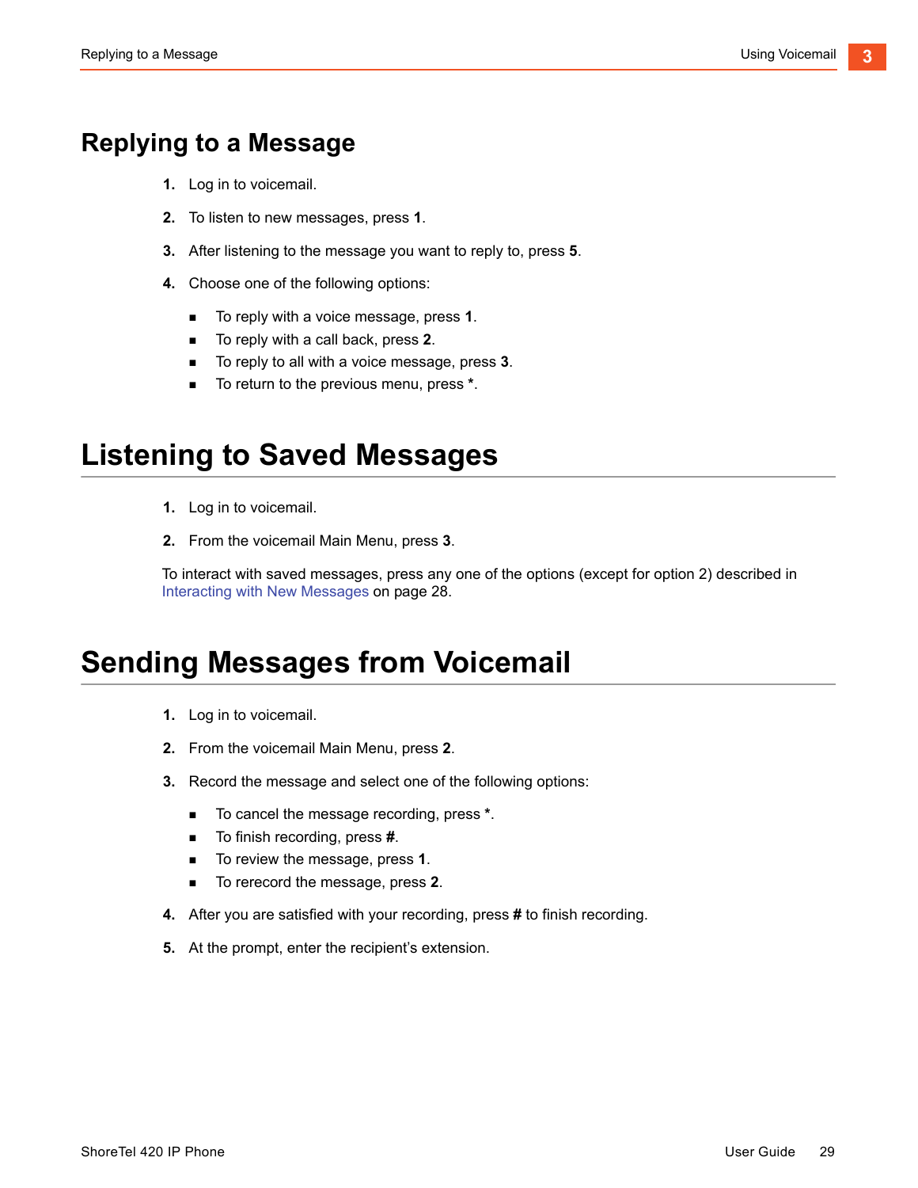## Replying to a Message

1. Log in to voicemail.
2. To listen to new messages, press **1**.
3. After listening to the message you want to reply to, press **5**.
4. Choose one of the following options:
   - To reply with a voice message, press **1**.
   - To reply with a call back, press **2**.
   - To reply to all with a voice message, press **3**.
   - To return to the previous menu, press *****.

# Listening to Saved Messages

1. Log in to voicemail.
2. From the voicemail Main Menu, press **3**.

To interact with saved messages, press any one of the options (except for option 2) described in Interacting with New Messages on page 28.

# Sending Messages from Voicemail

1. Log in to voicemail.
2. From the voicemail Main Menu, press **2**.
3. Record the message and select one of the following options:
   - To cancel the message recording, press *****.
   - To finish recording, press **#**.
   - To review the message, press **1**.
   - To rerecord the message, press **2**.
4. After you are satisfied with your recording, press **#** to finish recording.
5. At the prompt, enter the recipient's extension.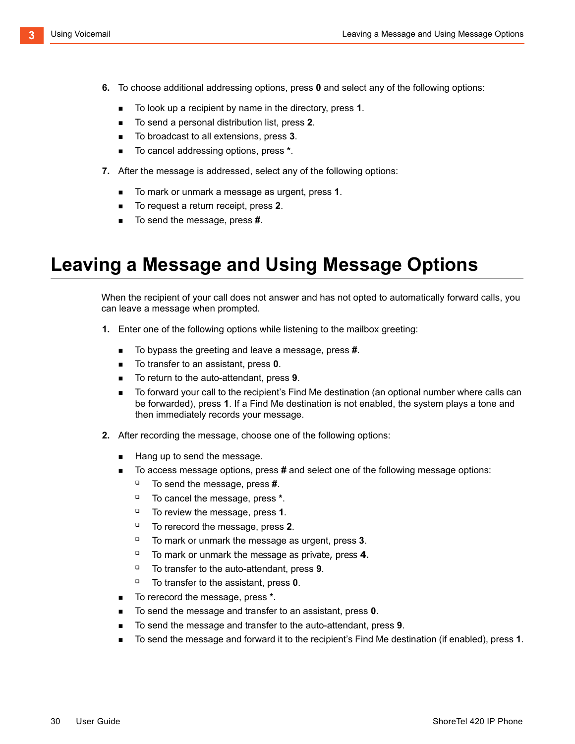6. To choose additional addressing options, press **0** and select any of the following options:
   - To look up a recipient by name in the directory, press **1**.
   - To send a personal distribution list, press **2**.
   - To broadcast to all extensions, press **3**.
   - To cancel addressing options, press **\***.
7. After the message is addressed, select any of the following options:
   - To mark or unmark a message as urgent, press **1**.
   - To request a return receipt, press **2**.
   - To send the message, press **#**.

# Leaving a Message and Using Message Options

When the recipient of your call does not answer and has not opted to automatically forward calls, you can leave a message when prompted.

1. Enter one of the following options while listening to the mailbox greeting:
   - To bypass the greeting and leave a message, press **#**.
   - To transfer to an assistant, press **0**.
   - To return to the auto-attendant, press **9**.
   - To forward your call to the recipient's Find Me destination (an optional number where calls can be forwarded), press **1**. If a Find Me destination is not enabled, the system plays a tone and then immediately records your message.
2. After recording the message, choose one of the following options:
   - Hang up to send the message.
   - To access message options, press **#** and select one of the following message options:
     - To send the message, press **#**.
     - To cancel the message, press **\***.
     - To review the message, press **1**.
     - To rerecord the message, press **2**.
     - To mark or unmark the message as urgent, press **3**.
     - To mark or unmark the message as private, press **4.**
     - To transfer to the auto-attendant, press **9**.
     - To transfer to the assistant, press **0**.
   - To rerecord the message, press **\***.
   - To send the message and transfer to an assistant, press **0**.
   - To send the message and transfer to the auto-attendant, press **9**.
   - To send the message and forward it to the recipient's Find Me destination (if enabled), press **1**.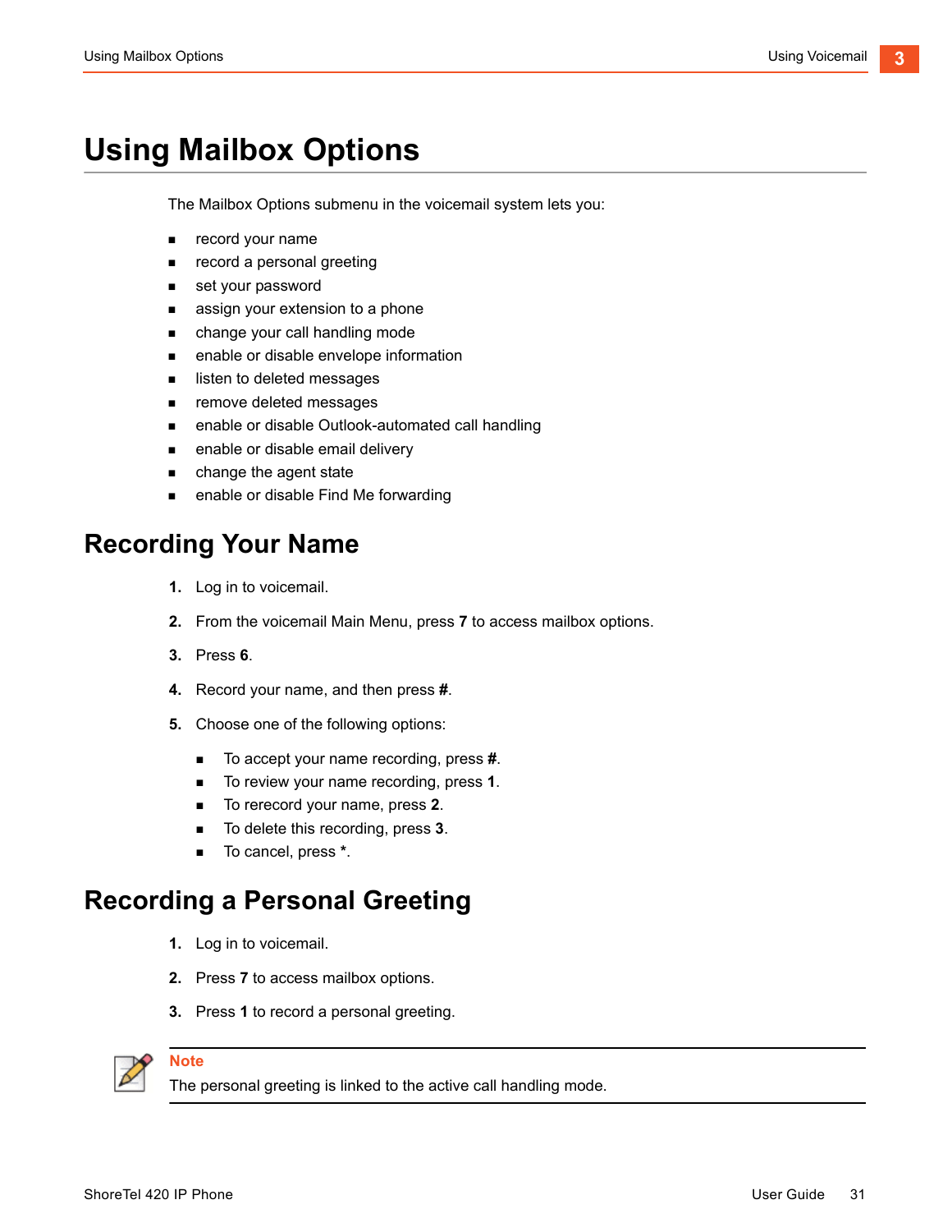# Using Mailbox Options

The Mailbox Options submenu in the voicemail system lets you:

- record your name
- record a personal greeting
- set your password
- assign your extension to a phone
- change your call handling mode
- enable or disable envelope information
- listen to deleted messages
- remove deleted messages
- enable or disable Outlook-automated call handling
- enable or disable email delivery
- change the agent state
- enable or disable Find Me forwarding

## Recording Your Name

1. Log in to voicemail.
2. From the voicemail Main Menu, press **7** to access mailbox options.
3. Press **6**.
4. Record your name, and then press **#**.
5. Choose one of the following options:
   - To accept your name recording, press **#**.
   - To review your name recording, press **1**.
   - To rerecord your name, press **2**.
   - To delete this recording, press **3**.
   - To cancel, press *****.

## Recording a Personal Greeting

1. Log in to voicemail.
2. Press **7** to access mailbox options.
3. Press **1** to record a personal greeting.

**Note**

The personal greeting is linked to the active call handling mode.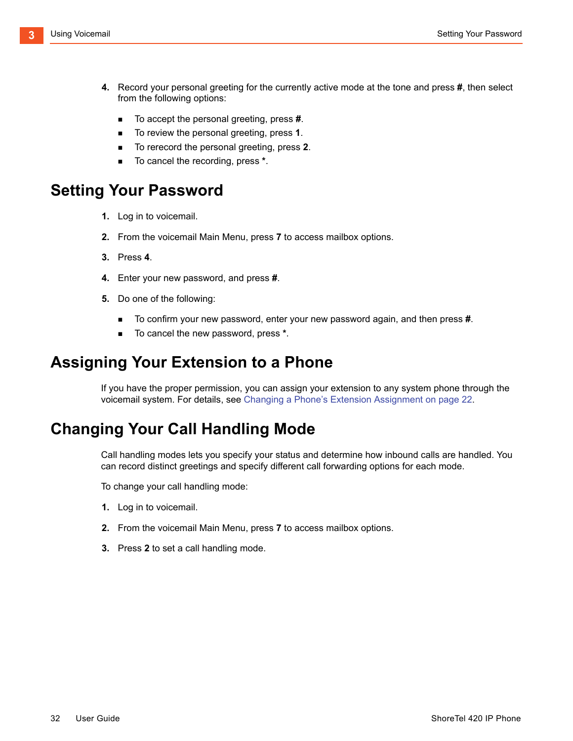4. Record your personal greeting for the currently active mode at the tone and press **#**, then select from the following options:

   - To accept the personal greeting, press **#**.
   - To review the personal greeting, press **1**.
   - To rerecord the personal greeting, press **2**.
   - To cancel the recording, press *.

## Setting Your Password

1. Log in to voicemail.
2. From the voicemail Main Menu, press **7** to access mailbox options.
3. Press **4**.
4. Enter your new password, and press **#**.
5. Do one of the following:

   - To confirm your new password, enter your new password again, and then press **#**.
   - To cancel the new password, press *.

## Assigning Your Extension to a Phone

If you have the proper permission, you can assign your extension to any system phone through the voicemail system. For details, see Changing a Phone's Extension Assignment on page 22.

## Changing Your Call Handling Mode

Call handling modes lets you specify your status and determine how inbound calls are handled. You can record distinct greetings and specify different call forwarding options for each mode.

To change your call handling mode:

1. Log in to voicemail.
2. From the voicemail Main Menu, press **7** to access mailbox options.
3. Press **2** to set a call handling mode.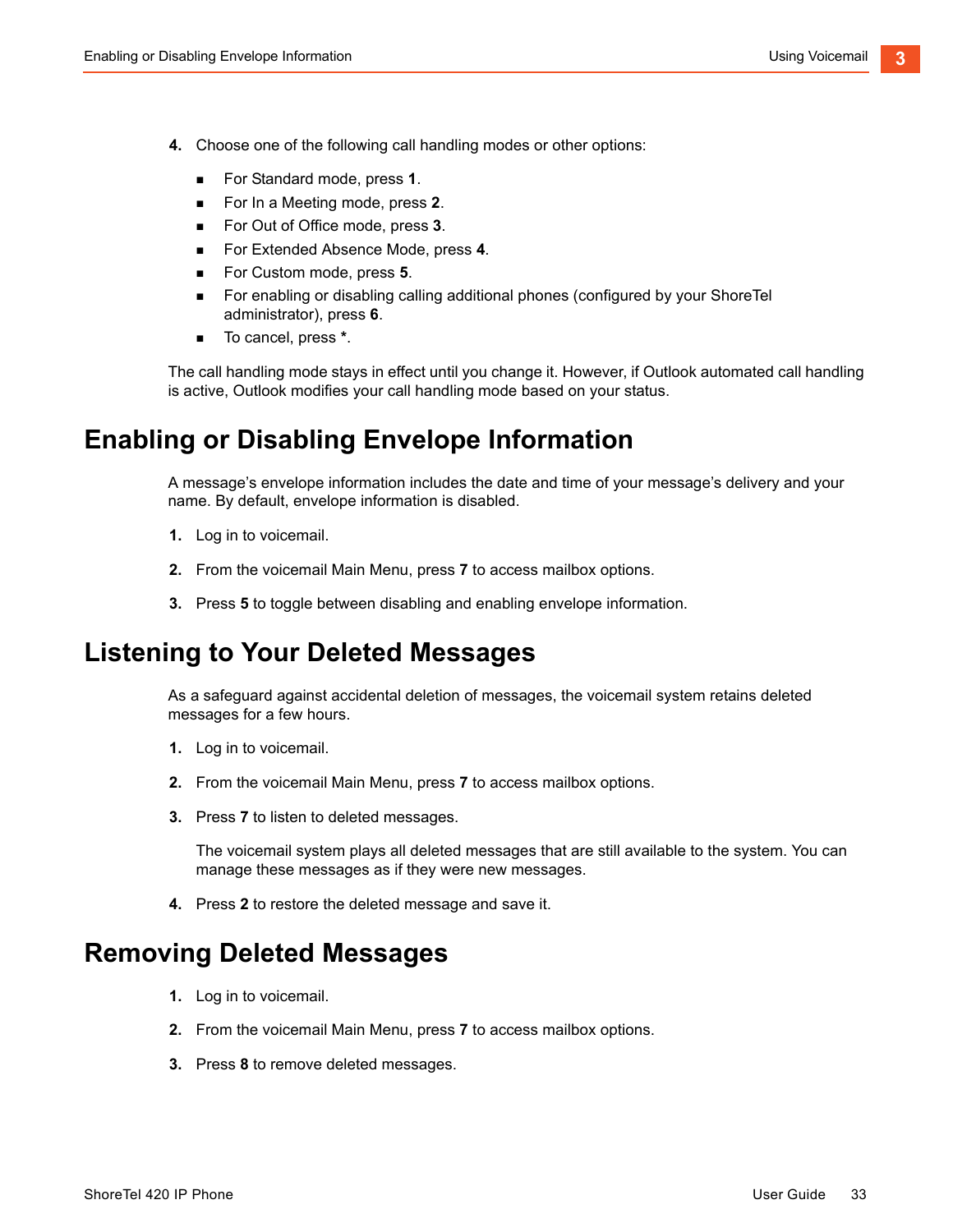4. Choose one of the following call handling modes or other options:
   - For Standard mode, press **1**.
   - For In a Meeting mode, press **2**.
   - For Out of Office mode, press **3**.
   - For Extended Absence Mode, press **4**.
   - For Custom mode, press **5**.
   - For enabling or disabling calling additional phones (configured by your ShoreTel administrator), press **6**.
   - To cancel, press *.

The call handling mode stays in effect until you change it. However, if Outlook automated call handling is active, Outlook modifies your call handling mode based on your status.

# Enabling or Disabling Envelope Information

A message's envelope information includes the date and time of your message's delivery and your name. By default, envelope information is disabled.

1. Log in to voicemail.
2. From the voicemail Main Menu, press **7** to access mailbox options.
3. Press **5** to toggle between disabling and enabling envelope information.

# Listening to Your Deleted Messages

As a safeguard against accidental deletion of messages, the voicemail system retains deleted messages for a few hours.

1. Log in to voicemail.
2. From the voicemail Main Menu, press **7** to access mailbox options.
3. Press **7** to listen to deleted messages.

   The voicemail system plays all deleted messages that are still available to the system. You can manage these messages as if they were new messages.
4. Press **2** to restore the deleted message and save it.

# Removing Deleted Messages

1. Log in to voicemail.
2. From the voicemail Main Menu, press **7** to access mailbox options.
3. Press **8** to remove deleted messages.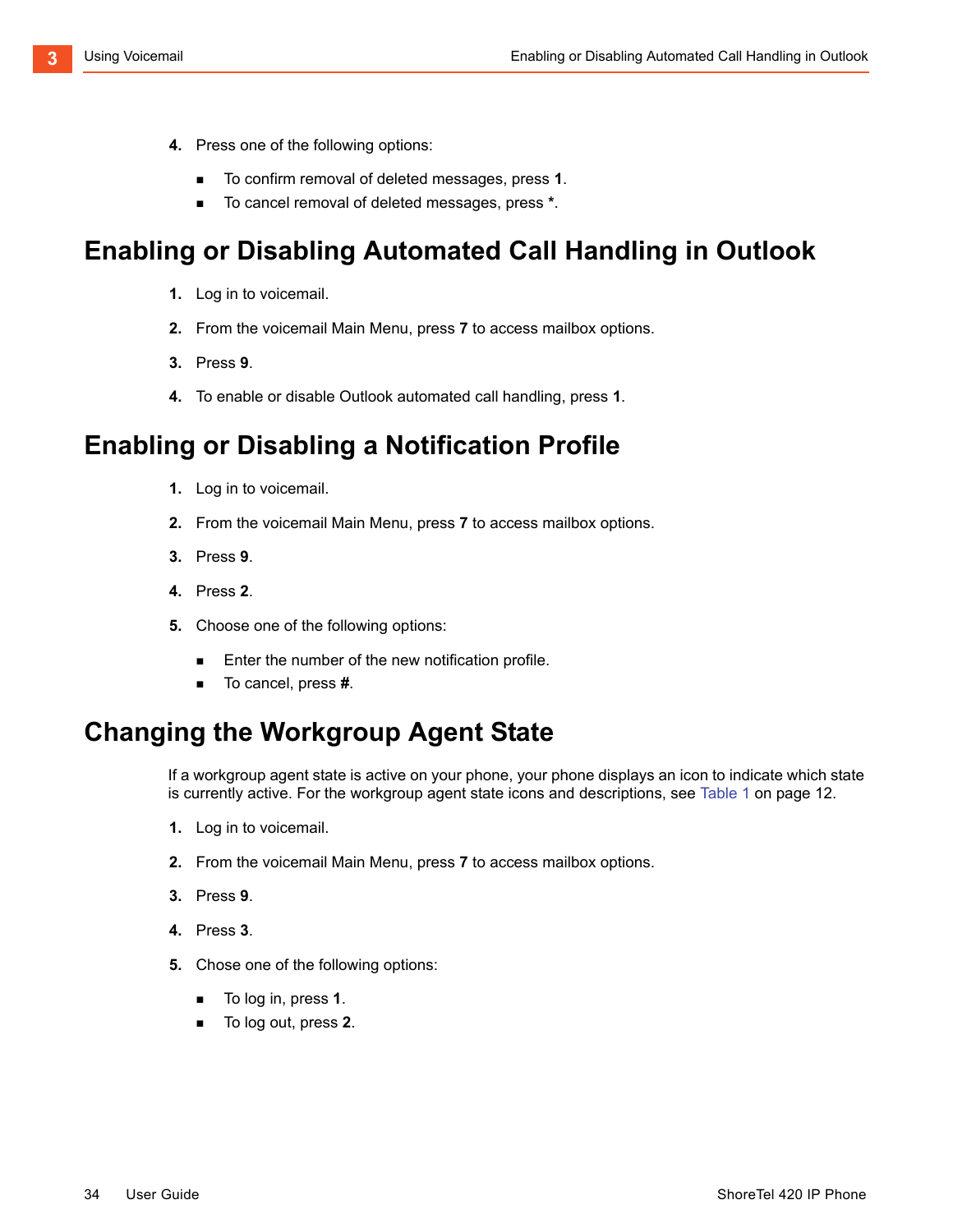4. Press one of the following options:
   - To confirm removal of deleted messages, press **1**.
   - To cancel removal of deleted messages, press ***.**

## Enabling or Disabling Automated Call Handling in Outlook

1. Log in to voicemail.
2. From the voicemail Main Menu, press **7** to access mailbox options.
3. Press **9**.
4. To enable or disable Outlook automated call handling, press **1**.

## Enabling or Disabling a Notification Profile

1. Log in to voicemail.
2. From the voicemail Main Menu, press **7** to access mailbox options.
3. Press **9**.
4. Press **2**.
5. Choose one of the following options:
   - Enter the number of the new notification profile.
   - To cancel, press **#**.

## Changing the Workgroup Agent State

If a workgroup agent state is active on your phone, your phone displays an icon to indicate which state is currently active. For the workgroup agent state icons and descriptions, see Table 1 on page 12.

1. Log in to voicemail.
2. From the voicemail Main Menu, press **7** to access mailbox options.
3. Press **9**.
4. Press **3**.
5. Chose one of the following options:
   - To log in, press **1**.
   - To log out, press **2**.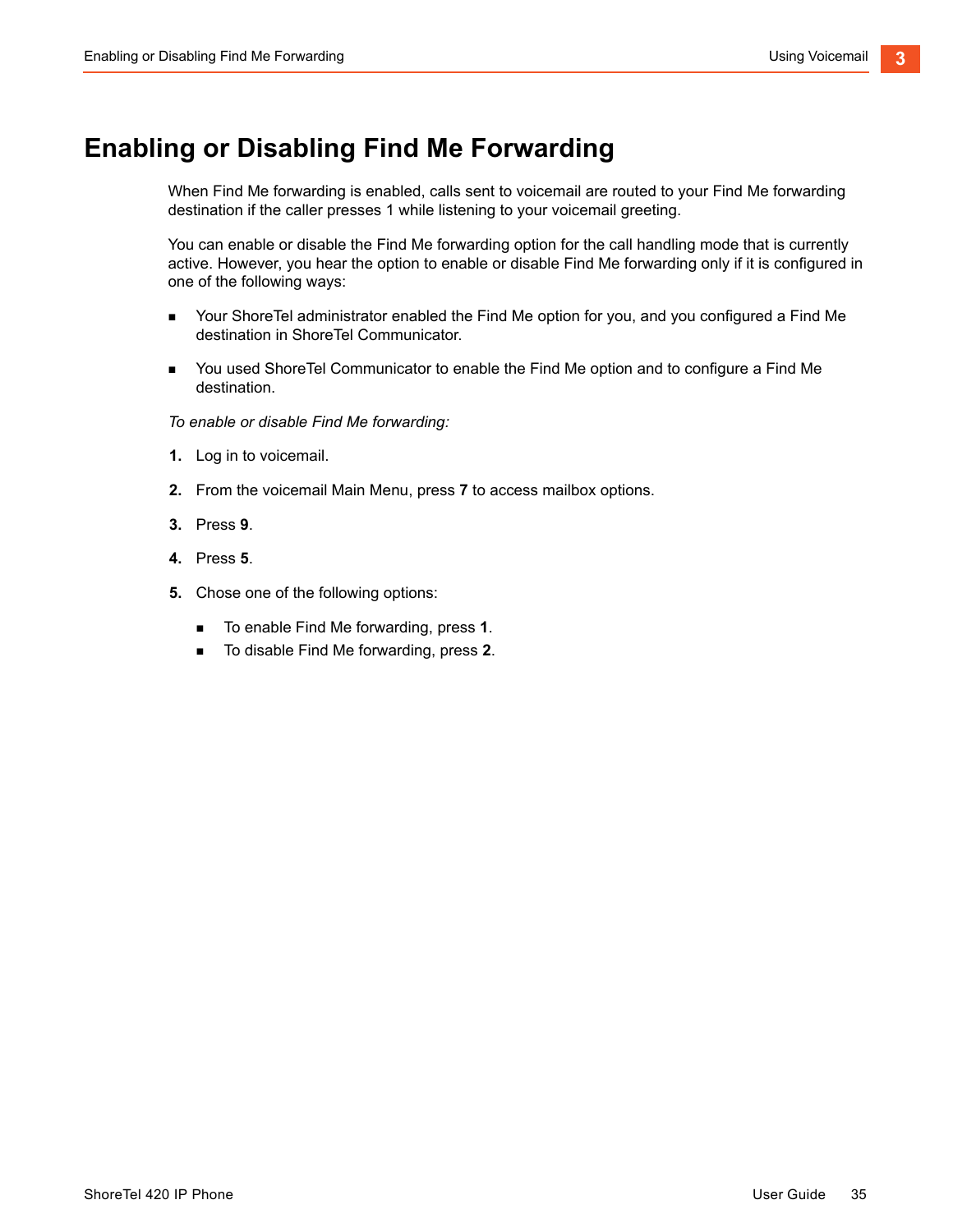# Enabling or Disabling Find Me Forwarding

When Find Me forwarding is enabled, calls sent to voicemail are routed to your Find Me forwarding destination if the caller presses 1 while listening to your voicemail greeting.

You can enable or disable the Find Me forwarding option for the call handling mode that is currently active. However, you hear the option to enable or disable Find Me forwarding only if it is configured in one of the following ways:

- Your ShoreTel administrator enabled the Find Me option for you, and you configured a Find Me destination in ShoreTel Communicator.
- You used ShoreTel Communicator to enable the Find Me option and to configure a Find Me destination.

*To enable or disable Find Me forwarding:*

1. Log in to voicemail.
2. From the voicemail Main Menu, press **7** to access mailbox options.
3. Press **9**.
4. Press **5**.
5. Chose one of the following options:
   - To enable Find Me forwarding, press **1**.
   - To disable Find Me forwarding, press **2**.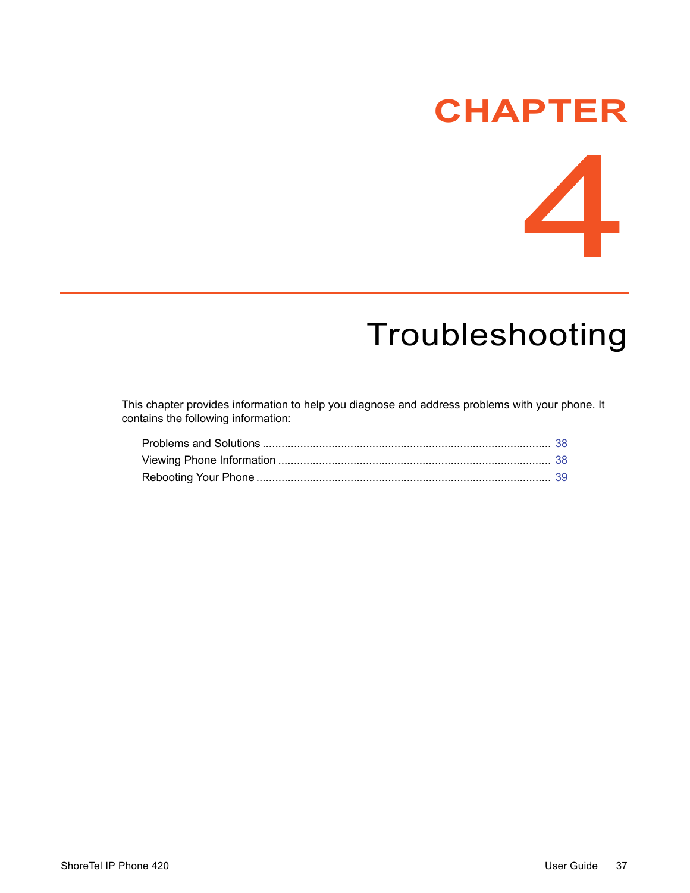# CHAPTER 4

# Troubleshooting

This chapter provides information to help you diagnose and address problems with your phone. It contains the following information:

- Problems and Solutions ........................................................................................ 38
- Viewing Phone Information ................................................................................... 38
- Rebooting Your Phone .......................................................................................... 39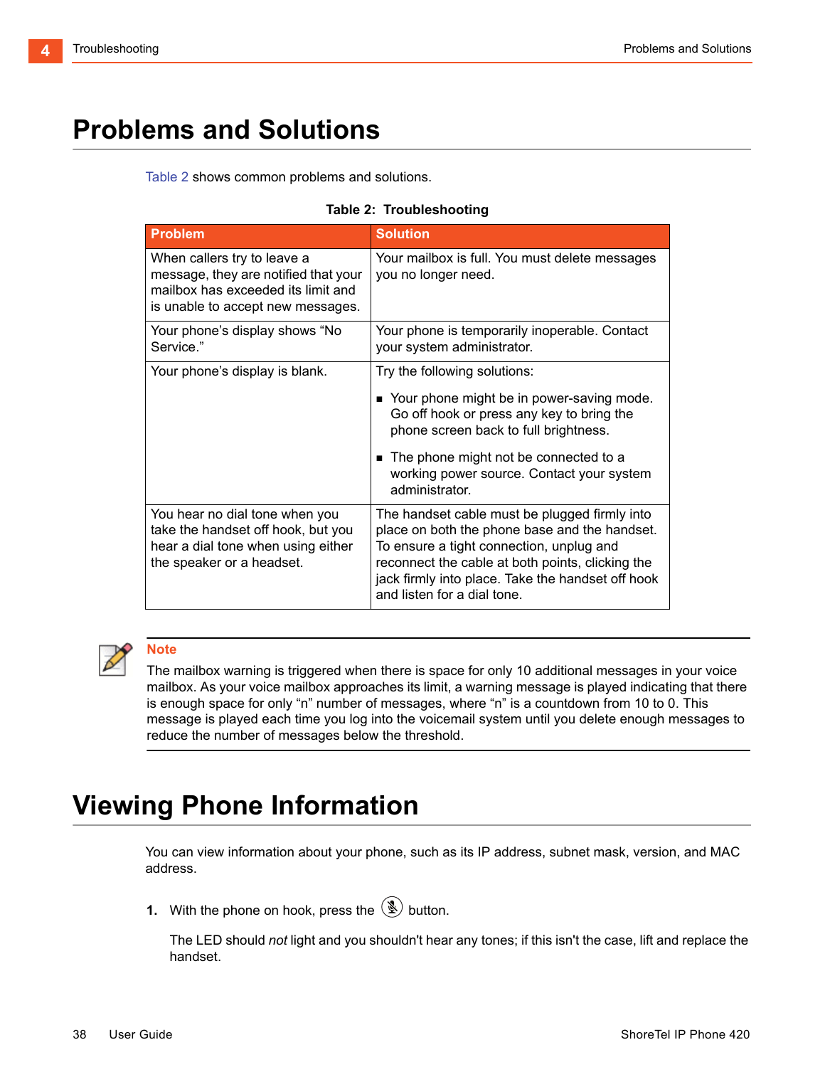# Problems and Solutions

Table 2 shows common problems and solutions.

**Table 2: Troubleshooting**

| Problem | Solution |
| --- | --- |
| When callers try to leave a message, they are notified that your mailbox has exceeded its limit and is unable to accept new messages. | Your mailbox is full. You must delete messages you no longer need. |
| Your phone's display shows "No Service." | Your phone is temporarily inoperable. Contact your system administrator. |
| Your phone's display is blank. | Try the following solutions:<br>▪ Your phone might be in power-saving mode. Go off hook or press any key to bring the phone screen back to full brightness.<br>▪ The phone might not be connected to a working power source. Contact your system administrator. |
| You hear no dial tone when you take the handset off hook, but you hear a dial tone when using either the speaker or a headset. | The handset cable must be plugged firmly into place on both the phone base and the handset. To ensure a tight connection, unplug and reconnect the cable at both points, clicking the jack firmly into place. Take the handset off hook and listen for a dial tone. |

**Note**

The mailbox warning is triggered when there is space for only 10 additional messages in your voice mailbox. As your voice mailbox approaches its limit, a warning message is played indicating that there is enough space for only "n" number of messages, where "n" is a countdown from 10 to 0. This message is played each time you log into the voicemail system until you delete enough messages to reduce the number of messages below the threshold.

# Viewing Phone Information

You can view information about your phone, such as its IP address, subnet mask, version, and MAC address.

1. With the phone on hook, press the button.

   The LED should *not* light and you shouldn't hear any tones; if this isn't the case, lift and replace the handset.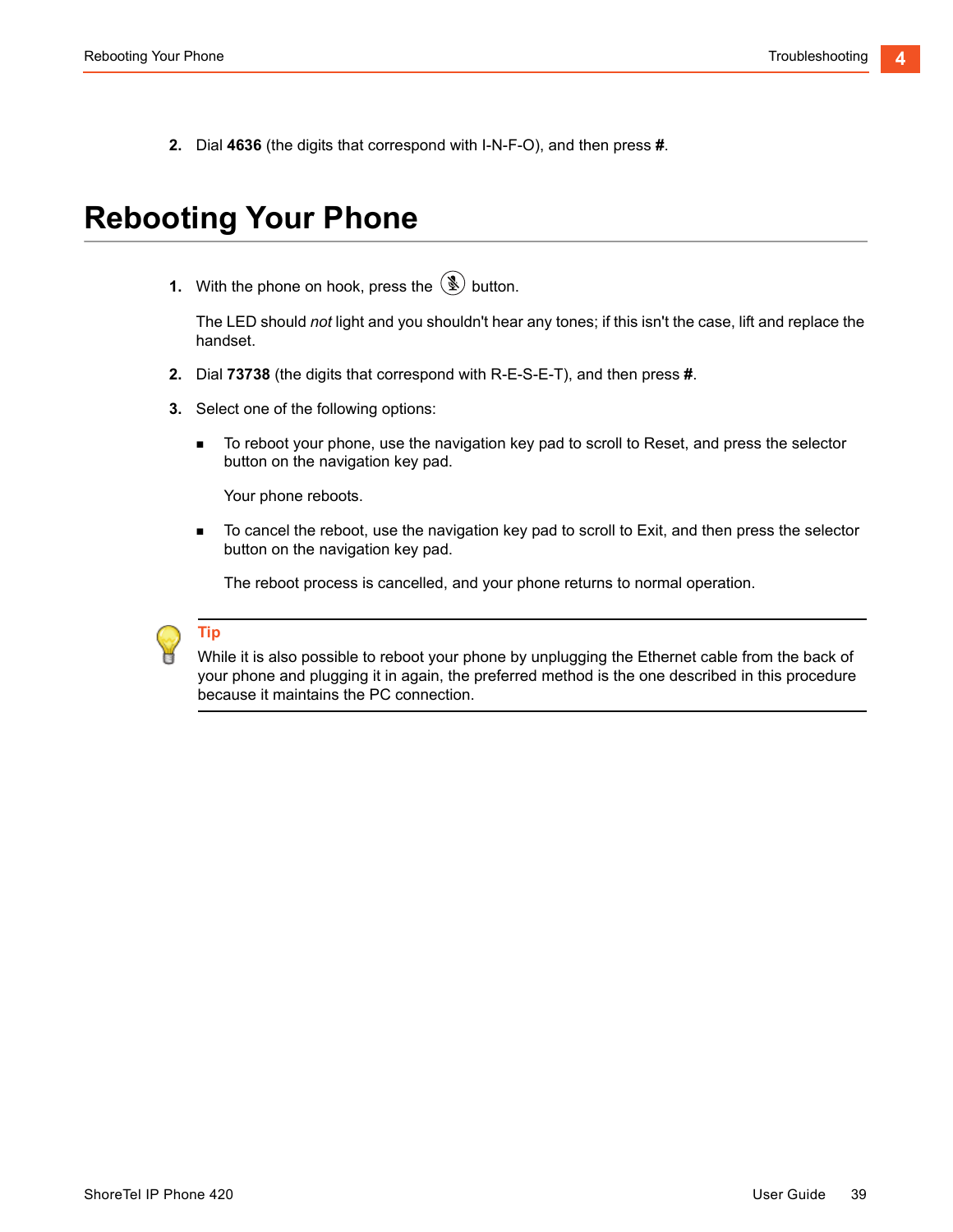2. Dial **4636** (the digits that correspond with I-N-F-O), and then press **#**.

# Rebooting Your Phone

1. With the phone on hook, press the button.

   The LED should *not* light and you shouldn't hear any tones; if this isn't the case, lift and replace the handset.

2. Dial **73738** (the digits that correspond with R-E-S-E-T), and then press **#**.

3. Select one of the following options:

   - To reboot your phone, use the navigation key pad to scroll to Reset, and press the selector button on the navigation key pad.

     Your phone reboots.

   - To cancel the reboot, use the navigation key pad to scroll to Exit, and then press the selector button on the navigation key pad.

     The reboot process is cancelled, and your phone returns to normal operation.

**Tip**

While it is also possible to reboot your phone by unplugging the Ethernet cable from the back of your phone and plugging it in again, the preferred method is the one described in this procedure because it maintains the PC connection.